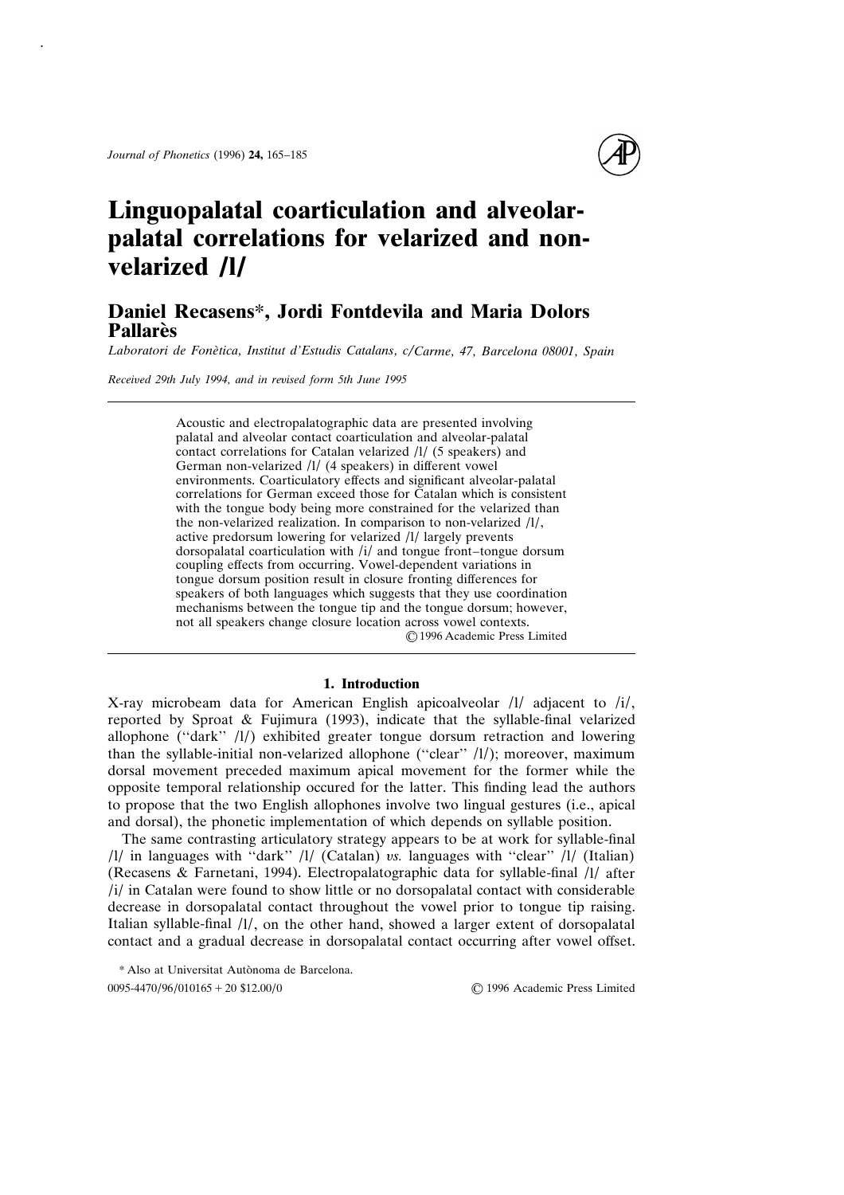# Linguopalatal coarticulation and alveolar-palatal correlations for velarized and non-velarized /l/

## Daniel Recasens*, Jordi Fontdevila and Maria Dolors Pallarès

*Laboratori de Fonètica, Institut d'Estudis Catalans, c/Carme, 47, Barcelona 08001, Spain*

*Received 29th July 1994, and in revised form 5th June 1995*

Acoustic and electropalatographic data are presented involving palatal and alveolar contact coarticulation and alveolar-palatal contact correlations for Catalan velarized /l/ (5 speakers) and German non-velarized /l/ (4 speakers) in different vowel environments. Coarticulatory effects and significant alveolar-palatal correlations for German exceed those for Catalan which is consistent with the tongue body being more constrained for the velarized than the non-velarized realization. In comparison to non-velarized /l/, active predorsum lowering for velarized /l/ largely prevents dorsopalatal coarticulation with /i/ and tongue front–tongue dorsum coupling effects from occurring. Vowel-dependent variations in tongue dorsum position result in closure fronting differences for speakers of both languages which suggests that they use coordination mechanisms between the tongue tip and the tongue dorsum; however, not all speakers change closure location across vowel contexts.

© 1996 Academic Press Limited

### 1. Introduction

X-ray microbeam data for American English apicoalveolar /l/ adjacent to /i/, reported by Sproat & Fujimura (1993), indicate that the syllable-final velarized allophone ("dark" /l/) exhibited greater tongue dorsum retraction and lowering than the syllable-initial non-velarized allophone ("clear" /l/); moreover, maximum dorsal movement preceded maximum apical movement for the former while the opposite temporal relationship occured for the latter. This finding lead the authors to propose that the two English allophones involve two lingual gestures (i.e., apical and dorsal), the phonetic implementation of which depends on syllable position.

The same contrasting articulatory strategy appears to be at work for syllable-final /l/ in languages with "dark" /l/ (Catalan) *vs.* languages with "clear" /l/ (Italian) (Recasens & Farnetani, 1994). Electropalatographic data for syllable-final /l/ after /i/ in Catalan were found to show little or no dorsopalatal contact with considerable decrease in dorsopalatal contact throughout the vowel prior to tongue tip raising. Italian syllable-final /l/, on the other hand, showed a larger extent of dorsopalatal contact and a gradual decrease in dorsopalatal contact occurring after vowel offset.

\* Also at Universitat Autònoma de Barcelona.

0095-4470/96/010165 + 20 $12.00/0 © 1996 Academic Press Limited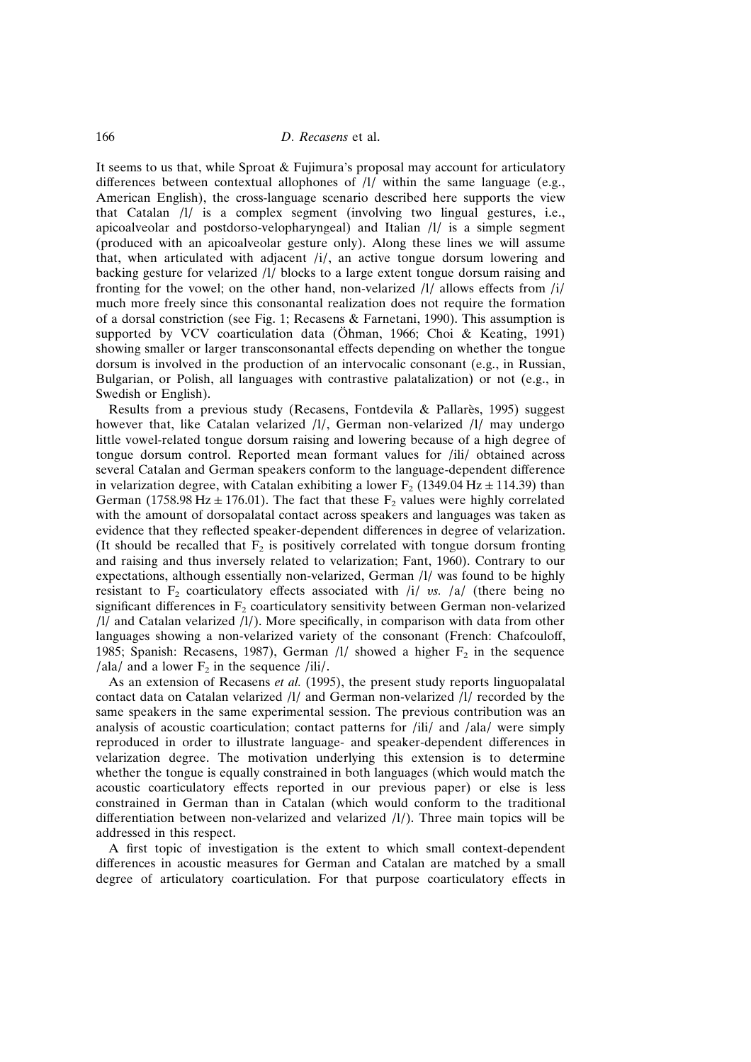It seems to us that, while Sproat & Fujimura's proposal may account for articulatory differences between contextual allophones of /l/ within the same language (e.g., American English), the cross-language scenario described here supports the view that Catalan /l/ is a complex segment (involving two lingual gestures, i.e., apicoalveolar and postdorso-velopharyngeal) and Italian /l/ is a simple segment (produced with an apicoalveolar gesture only). Along these lines we will assume that, when articulated with adjacent /i/, an active tongue dorsum lowering and backing gesture for velarized /l/ blocks to a large extent tongue dorsum raising and fronting for the vowel; on the other hand, non-velarized /l/ allows effects from /i/ much more freely since this consonantal realization does not require the formation of a dorsal constriction (see Fig. 1; Recasens & Farnetani, 1990). This assumption is supported by VCV coarticulation data (Öhman, 1966; Choi & Keating, 1991) showing smaller or larger transconsonantal effects depending on whether the tongue dorsum is involved in the production of an intervocalic consonant (e.g., in Russian, Bulgarian, or Polish, all languages with contrastive palatalization) or not (e.g., in Swedish or English).

Results from a previous study (Recasens, Fontdevila & Pallarès, 1995) suggest however that, like Catalan velarized /l/, German non-velarized /l/ may undergo little vowel-related tongue dorsum raising and lowering because of a high degree of tongue dorsum control. Reported mean formant values for /ili/ obtained across several Catalan and German speakers conform to the language-dependent difference in velarization degree, with Catalan exhibiting a lower $F_2$ ($1349.04\ \text{Hz} \pm 114.39$) than German ($1758.98\ \text{Hz} \pm 176.01$). The fact that these $F_2$ values were highly correlated with the amount of dorsopalatal contact across speakers and languages was taken as evidence that they reflected speaker-dependent differences in degree of velarization. (It should be recalled that $F_2$ is positively correlated with tongue dorsum fronting and raising and thus inversely related to velarization; Fant, 1960). Contrary to our expectations, although essentially non-velarized, German /l/ was found to be highly resistant to $F_2$ coarticulatory effects associated with /i/ *vs.* /a/ (there being no significant differences in $F_2$ coarticulatory sensitivity between German non-velarized /l/ and Catalan velarized /l/). More specifically, in comparison with data from other languages showing a non-velarized variety of the consonant (French: Chafcouloff, 1985; Spanish: Recasens, 1987), German /l/ showed a higher $F_2$ in the sequence /ala/ and a lower $F_2$ in the sequence /ili/.

As an extension of Recasens *et al.* (1995), the present study reports linguopalatal contact data on Catalan velarized /l/ and German non-velarized /l/ recorded by the same speakers in the same experimental session. The previous contribution was an analysis of acoustic coarticulation; contact patterns for /ili/ and /ala/ were simply reproduced in order to illustrate language- and speaker-dependent differences in velarization degree. The motivation underlying this extension is to determine whether the tongue is equally constrained in both languages (which would match the acoustic coarticulatory effects reported in our previous paper) or else is less constrained in German than in Catalan (which would conform to the traditional differentiation between non-velarized and velarized /l/). Three main topics will be addressed in this respect.

A first topic of investigation is the extent to which small context-dependent differences in acoustic measures for German and Catalan are matched by a small degree of articulatory coarticulation. For that purpose coarticulatory effects in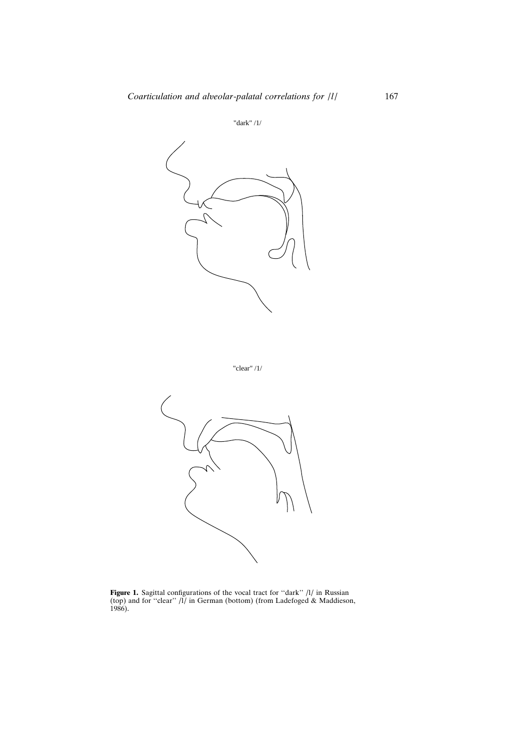"dark" /1/

"clear" /1/

**Figure 1.** Sagittal configurations of the vocal tract for ''dark'' /l/ in Russian (top) and for ''clear'' /l/ in German (bottom) (from Ladefoged & Maddieson, 1986).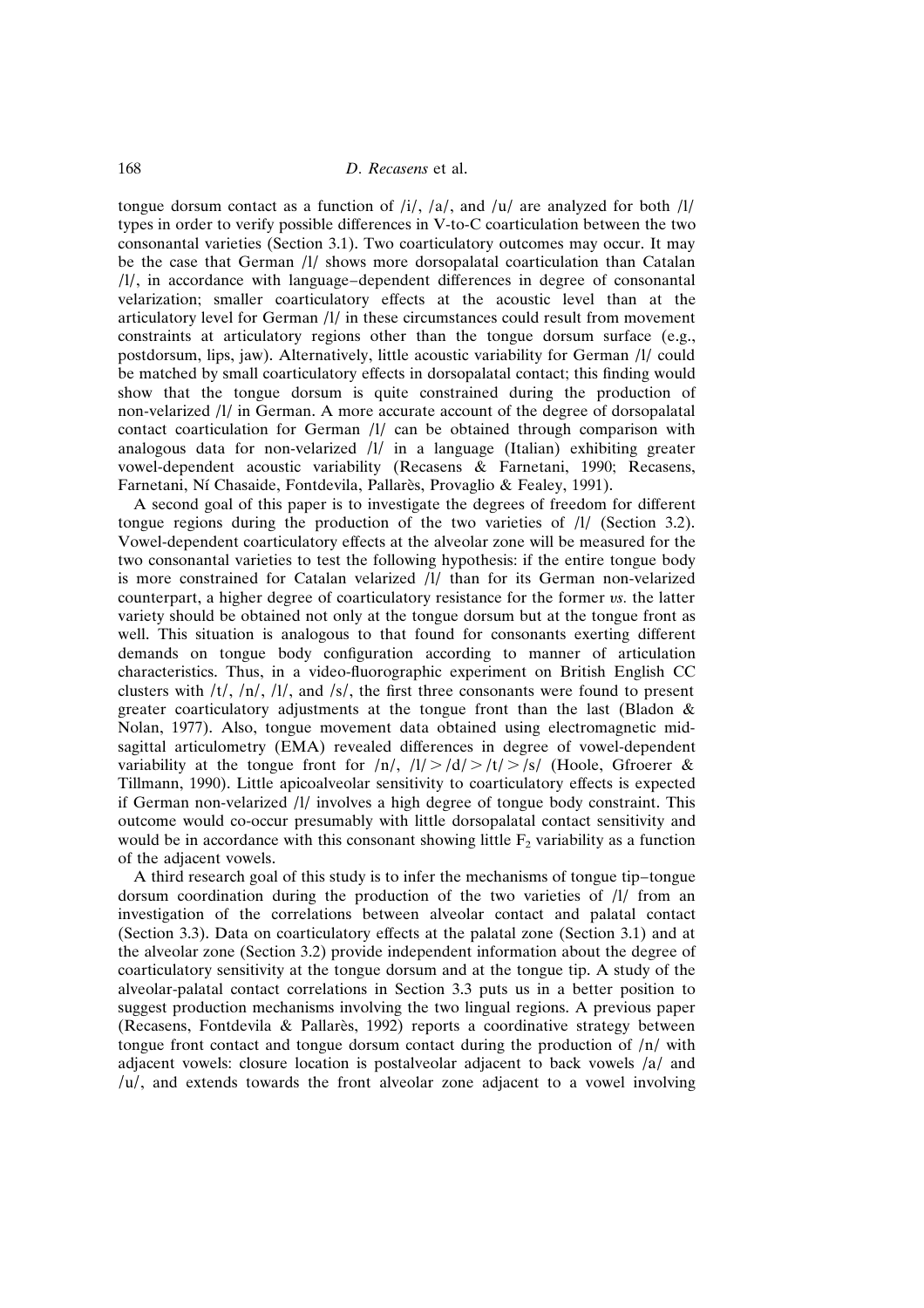tongue dorsum contact as a function of /i/, /a/, and /u/ are analyzed for both /l/ types in order to verify possible differences in V-to-C coarticulation between the two consonantal varieties (Section 3.1). Two coarticulatory outcomes may occur. It may be the case that German /l/ shows more dorsopalatal coarticulation than Catalan /l/, in accordance with language–dependent differences in degree of consonantal velarization; smaller coarticulatory effects at the acoustic level than at the articulatory level for German /l/ in these circumstances could result from movement constraints at articulatory regions other than the tongue dorsum surface (e.g., postdorsum, lips, jaw). Alternatively, little acoustic variability for German /l/ could be matched by small coarticulatory effects in dorsopalatal contact; this finding would show that the tongue dorsum is quite constrained during the production of non-velarized /l/ in German. A more accurate account of the degree of dorsopalatal contact coarticulation for German /l/ can be obtained through comparison with analogous data for non-velarized /l/ in a language (Italian) exhibiting greater vowel-dependent acoustic variability (Recasens & Farnetani, 1990; Recasens, Farnetani, Ní Chasaide, Fontdevila, Pallarès, Provaglio & Fealey, 1991).

A second goal of this paper is to investigate the degrees of freedom for different tongue regions during the production of the two varieties of /l/ (Section 3.2). Vowel-dependent coarticulatory effects at the alveolar zone will be measured for the two consonantal varieties to test the following hypothesis: if the entire tongue body is more constrained for Catalan velarized /l/ than for its German non-velarized counterpart, a higher degree of coarticulatory resistance for the former *vs.* the latter variety should be obtained not only at the tongue dorsum but at the tongue front as well. This situation is analogous to that found for consonants exerting different demands on tongue body configuration according to manner of articulation characteristics. Thus, in a video-fluorographic experiment on British English CC clusters with /t/, /n/, /l/, and /s/, the first three consonants were found to present greater coarticulatory adjustments at the tongue front than the last (Bladon & Nolan, 1977). Also, tongue movement data obtained using electromagnetic mid-sagittal articulometry (EMA) revealed differences in degree of vowel-dependent variability at the tongue front for /n/, /l/ > /d/ > /t/ > /s/ (Hoole, Gfroerer & Tillmann, 1990). Little apicoalveolar sensitivity to coarticulatory effects is expected if German non-velarized /l/ involves a high degree of tongue body constraint. This outcome would co-occur presumably with little dorsopalatal contact sensitivity and would be in accordance with this consonant showing little $F_2$ variability as a function of the adjacent vowels.

A third research goal of this study is to infer the mechanisms of tongue tip–tongue dorsum coordination during the production of the two varieties of /l/ from an investigation of the correlations between alveolar contact and palatal contact (Section 3.3). Data on coarticulatory effects at the palatal zone (Section 3.1) and at the alveolar zone (Section 3.2) provide independent information about the degree of coarticulatory sensitivity at the tongue dorsum and at the tongue tip. A study of the alveolar-palatal contact correlations in Section 3.3 puts us in a better position to suggest production mechanisms involving the two lingual regions. A previous paper (Recasens, Fontdevila & Pallarès, 1992) reports a coordinative strategy between tongue front contact and tongue dorsum contact during the production of /n/ with adjacent vowels: closure location is postalveolar adjacent to back vowels /a/ and /u/, and extends towards the front alveolar zone adjacent to a vowel involving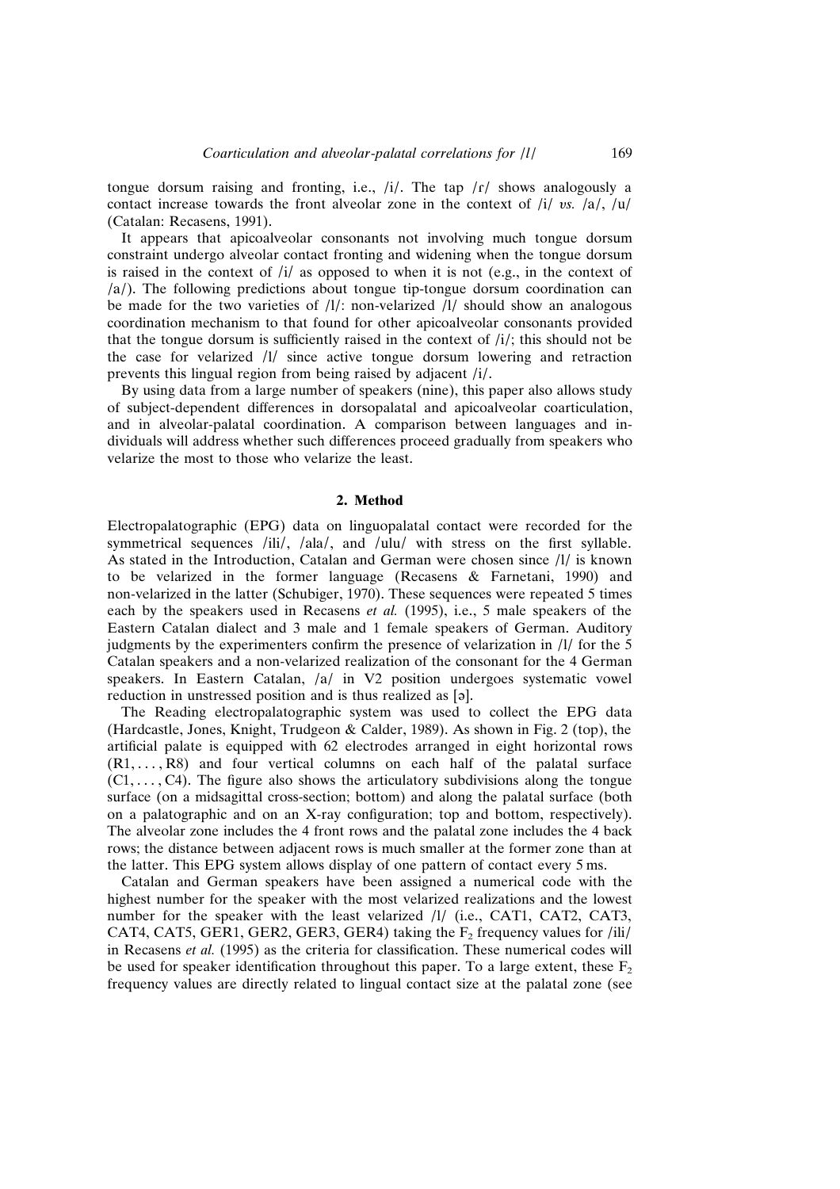tongue dorsum raising and fronting, i.e., /i/. The tap /ɾ/ shows analogously a contact increase towards the front alveolar zone in the context of /i/ *vs.* /a/, /u/ (Catalan: Recasens, 1991).

It appears that apicoalveolar consonants not involving much tongue dorsum constraint undergo alveolar contact fronting and widening when the tongue dorsum is raised in the context of /i/ as opposed to when it is not (e.g., in the context of /a/). The following predictions about tongue tip-tongue dorsum coordination can be made for the two varieties of /l/: non-velarized /l/ should show an analogous coordination mechanism to that found for other apicoalveolar consonants provided that the tongue dorsum is sufficiently raised in the context of /i/; this should not be the case for velarized /l/ since active tongue dorsum lowering and retraction prevents this lingual region from being raised by adjacent /i/.

By using data from a large number of speakers (nine), this paper also allows study of subject-dependent differences in dorsopalatal and apicoalveolar coarticulation, and in alveolar-palatal coordination. A comparison between languages and individuals will address whether such differences proceed gradually from speakers who velarize the most to those who velarize the least.

## 2. Method

Electropalatographic (EPG) data on linguopalatal contact were recorded for the symmetrical sequences /ili/, /ala/, and /ulu/ with stress on the first syllable. As stated in the Introduction, Catalan and German were chosen since /l/ is known to be velarized in the former language (Recasens & Farnetani, 1990) and non-velarized in the latter (Schubiger, 1970). These sequences were repeated 5 times each by the speakers used in Recasens *et al.* (1995), i.e., 5 male speakers of the Eastern Catalan dialect and 3 male and 1 female speakers of German. Auditory judgments by the experimenters confirm the presence of velarization in /l/ for the 5 Catalan speakers and a non-velarized realization of the consonant for the 4 German speakers. In Eastern Catalan, /a/ in V2 position undergoes systematic vowel reduction in unstressed position and is thus realized as [ə].

The Reading electropalatographic system was used to collect the EPG data (Hardcastle, Jones, Knight, Trudgeon & Calder, 1989). As shown in Fig. 2 (top), the artificial palate is equipped with 62 electrodes arranged in eight horizontal rows (R1, ..., R8) and four vertical columns on each half of the palatal surface (C1, ..., C4). The figure also shows the articulatory subdivisions along the tongue surface (on a midsagittal cross-section; bottom) and along the palatal surface (both on a palatographic and on an X-ray configuration; top and bottom, respectively). The alveolar zone includes the 4 front rows and the palatal zone includes the 4 back rows; the distance between adjacent rows is much smaller at the former zone than at the latter. This EPG system allows display of one pattern of contact every 5 ms.

Catalan and German speakers have been assigned a numerical code with the highest number for the speaker with the most velarized realizations and the lowest number for the speaker with the least velarized /l/ (i.e., CAT1, CAT2, CAT3, CAT4, CAT5, GER1, GER2, GER3, GER4) taking the $F_2$ frequency values for /ili/ in Recasens *et al.* (1995) as the criteria for classification. These numerical codes will be used for speaker identification throughout this paper. To a large extent, these $F_2$ frequency values are directly related to lingual contact size at the palatal zone (see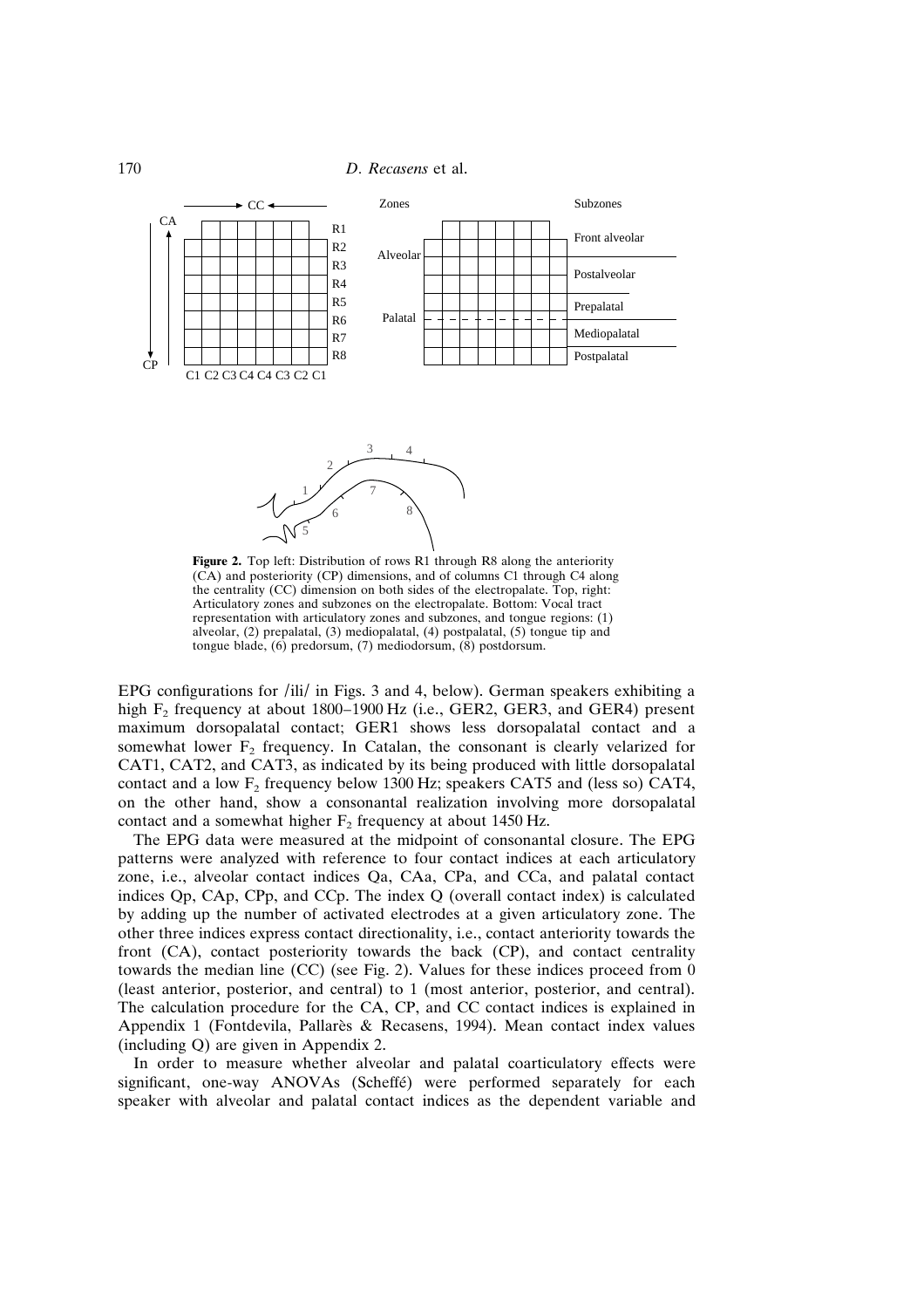**Figure 2.** Top left: Distribution of rows R1 through R8 along the anteriority (CA) and posteriority (CP) dimensions, and of columns C1 through C4 along the centrality (CC) dimension on both sides of the electropalate. Top, right: Articulatory zones and subzones on the electropalate. Bottom: Vocal tract representation with articulatory zones and subzones, and tongue regions: (1) alveolar, (2) prepalatal, (3) mediopalatal, (4) postpalatal, (5) tongue tip and tongue blade, (6) predorsum, (7) mediodorsum, (8) postdorsum.

EPG configurations for /ili/ in Figs. 3 and 4, below). German speakers exhibiting a high $F_2$ frequency at about 1800–1900 Hz (i.e., GER2, GER3, and GER4) present maximum dorsopalatal contact; GER1 shows less dorsopalatal contact and a somewhat lower $F_2$ frequency. In Catalan, the consonant is clearly velarized for CAT1, CAT2, and CAT3, as indicated by its being produced with little dorsopalatal contact and a low $F_2$ frequency below 1300 Hz; speakers CAT5 and (less so) CAT4, on the other hand, show a consonantal realization involving more dorsopalatal contact and a somewhat higher $F_2$ frequency at about 1450 Hz.

The EPG data were measured at the midpoint of consonantal closure. The EPG patterns were analyzed with reference to four contact indices at each articulatory zone, i.e., alveolar contact indices Qa, CAa, CPa, and CCa, and palatal contact indices Qp, CAp, CPp, and CCp. The index Q (overall contact index) is calculated by adding up the number of activated electrodes at a given articulatory zone. The other three indices express contact directionality, i.e., contact anteriority towards the front (CA), contact posteriority towards the back (CP), and contact centrality towards the median line (CC) (see Fig. 2). Values for these indices proceed from 0 (least anterior, posterior, and central) to 1 (most anterior, posterior, and central). The calculation procedure for the CA, CP, and CC contact indices is explained in Appendix 1 (Fontdevila, Pallarès & Recasens, 1994). Mean contact index values (including Q) are given in Appendix 2.

In order to measure whether alveolar and palatal coarticulatory effects were significant, one-way ANOVAs (Scheffé) were performed separately for each speaker with alveolar and palatal contact indices as the dependent variable and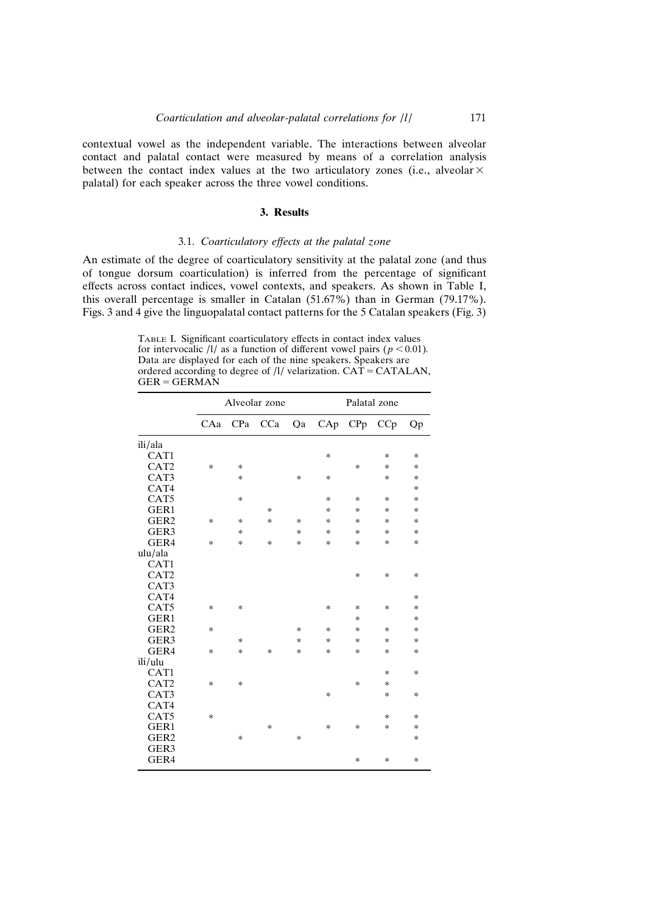contextual vowel as the independent variable. The interactions between alveolar contact and palatal contact were measured by means of a correlation analysis between the contact index values at the two articulatory zones (i.e., alveolar × palatal) for each speaker across the three vowel conditions.

## 3. Results

### 3.1. *Coarticulatory effects at the palatal zone*

An estimate of the degree of coarticulatory sensitivity at the palatal zone (and thus of tongue dorsum coarticulation) is inferred from the percentage of significant effects across contact indices, vowel contexts, and speakers. As shown in Table I, this overall percentage is smaller in Catalan (51.67%) than in German (79.17%). Figs. 3 and 4 give the linguopalatal contact patterns for the 5 Catalan speakers (Fig. 3)

TABLE I. Significant coarticulatory effects in contact index values for intervocalic /l/ as a function of different vowel pairs ($p < 0.01$). Data are displayed for each of the nine speakers. Speakers are ordered according to degree of /l/ velarization. CAT = CATALAN, GER = GERMAN

| | Alveolar zone | | | | Palatal zone | | | |
|---|---|---|---|---|---|---|---|---|
| | CAa | CPa | CCa | Qa | CAp | CPp | CCp | Qp |
| ili/ala | | | | | | | | |
| CAT1 | | | | | * | | * | * |
| CAT2 | * | * | | | | * | * | * |
| CAT3 | | * | | * | * | | * | * |
| CAT4 | | | | | | | | * |
| CAT5 | | * | | | * | * | * | * |
| GER1 | | | * | | * | * | * | * |
| GER2 | * | * | * | * | * | * | * | * |
| GER3 | | * | | * | * | * | * | * |
| GER4 | * | * | * | * | * | * | * | * |
| ulu/ala | | | | | | | | |
| CAT1 | | | | | | | | |
| CAT2 | | | | | | * | * | * |
| CAT3 | | | | | | | | |
| CAT4 | | | | | | | | * |
| CAT5 | * | * | | | * | * | * | * |
| GER1 | | | | | | * | | * |
| GER2 | * | | | * | * | * | * | * |
| GER3 | | * | | * | * | * | * | * |
| GER4 | * | * | * | * | * | * | * | * |
| ili/ulu | | | | | | | | |
| CAT1 | | | | | | | * | * |
| CAT2 | * | * | | | | * | * | |
| CAT3 | | | | | * | | * | * |
| CAT4 | | | | | | | | |
| CAT5 | * | | | | | | * | * |
| GER1 | | | * | | * | * | * | * |
| GER2 | | * | | * | | | | * |
| GER3 | | | | | | | | |
| GER4 | | | | | | * | * | * |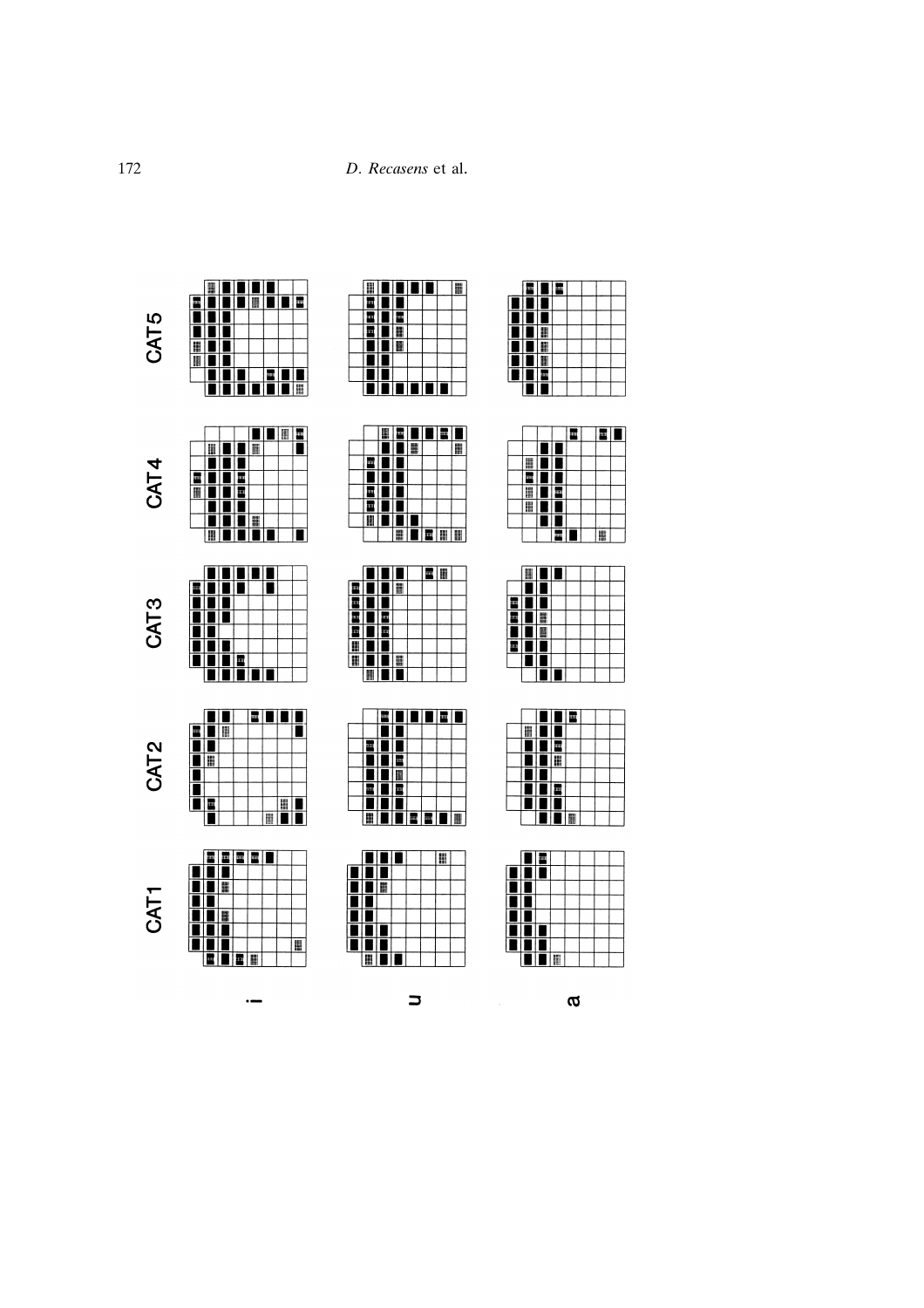CAT5

CAT4

CAT3

CAT2

CAT1

i

u

a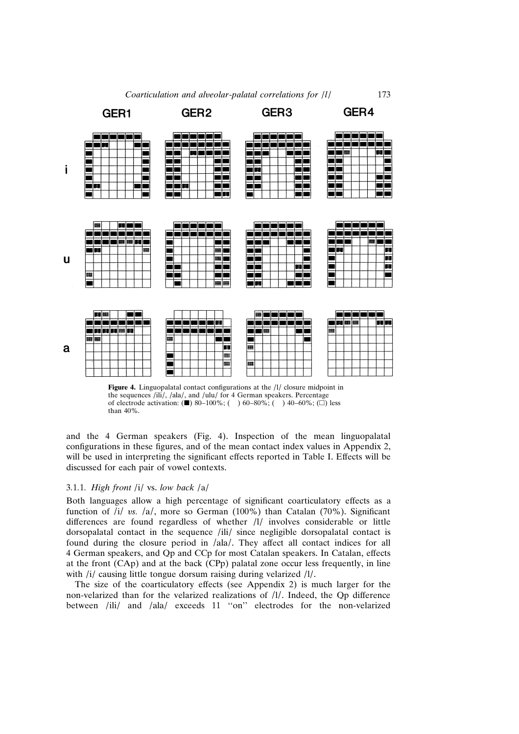**Figure 4.** Linguopalatal contact configurations at the /l/ closure midpoint in the sequences /ili/, /ala/, and /ulu/ for 4 German speakers. Percentage of electrode activation: (■) 80–100%; ( ) 60–80%; ( ) 40–60%; (□) less than 40%.

and the 4 German speakers (Fig. 4). Inspection of the mean linguopalatal configurations in these figures, and of the mean contact index values in Appendix 2, will be used in interpreting the significant effects reported in Table I. Effects will be discussed for each pair of vowel contexts.

### 3.1.1. *High front* /i/ vs. *low back* /a/

Both languages allow a high percentage of significant coarticulatory effects as a function of /i/ *vs.* /a/, more so German (100%) than Catalan (70%). Significant differences are found regardless of whether /l/ involves considerable or little dorsopalatal contact in the sequence /ili/ since negligible dorsopalatal contact is found during the closure period in /ala/. They affect all contact indices for all 4 German speakers, and Qp and CCp for most Catalan speakers. In Catalan, effects at the front (CAp) and at the back (CPp) palatal zone occur less frequently, in line with /i/ causing little tongue dorsum raising during velarized /l/.

The size of the coarticulatory effects (see Appendix 2) is much larger for the non-velarized than for the velarized realizations of /l/. Indeed, the Qp difference between /ili/ and /ala/ exceeds 11 "on" electrodes for the non-velarized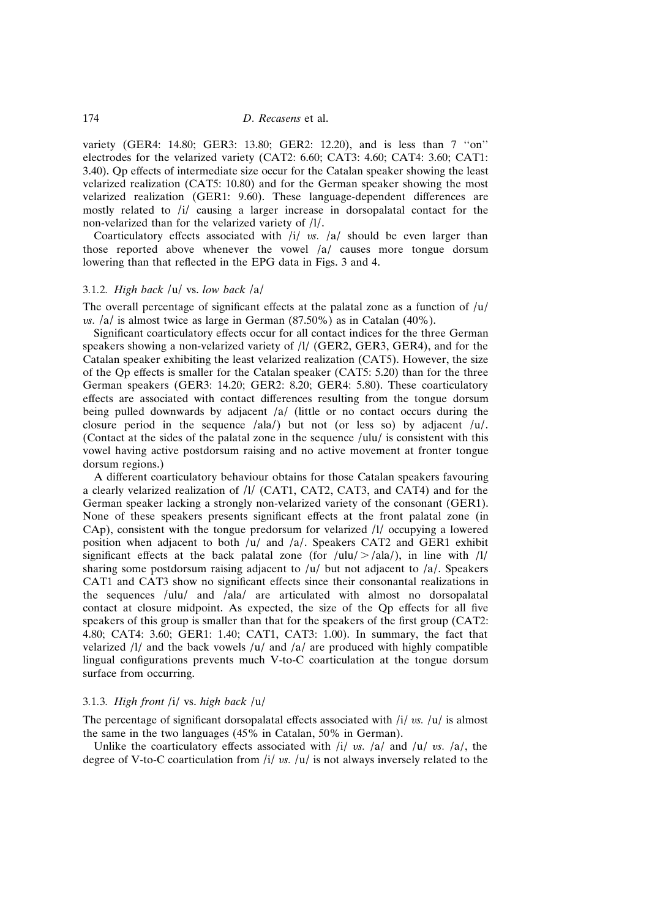variety (GER4: 14.80; GER3: 13.80; GER2: 12.20), and is less than 7 "on" electrodes for the velarized variety (CAT2: 6.60; CAT3: 4.60; CAT4: 3.60; CAT1: 3.40). Qp effects of intermediate size occur for the Catalan speaker showing the least velarized realization (CAT5: 10.80) and for the German speaker showing the most velarized realization (GER1: 9.60). These language-dependent differences are mostly related to /i/ causing a larger increase in dorsopalatal contact for the non-velarized than for the velarized variety of /l/.

Coarticulatory effects associated with /i/ *vs.* /a/ should be even larger than those reported above whenever the vowel /a/ causes more tongue dorsum lowering than that reflected in the EPG data in Figs. 3 and 4.

### 3.1.2. *High back* /u/ vs. *low back* /a/

The overall percentage of significant effects at the palatal zone as a function of /u/ *vs.* /a/ is almost twice as large in German (87.50%) as in Catalan (40%).

Significant coarticulatory effects occur for all contact indices for the three German speakers showing a non-velarized variety of /l/ (GER2, GER3, GER4), and for the Catalan speaker exhibiting the least velarized realization (CAT5). However, the size of the Qp effects is smaller for the Catalan speaker (CAT5: 5.20) than for the three German speakers (GER3: 14.20; GER2: 8.20; GER4: 5.80). These coarticulatory effects are associated with contact differences resulting from the tongue dorsum being pulled downwards by adjacent /a/ (little or no contact occurs during the closure period in the sequence /ala/) but not (or less so) by adjacent /u/. (Contact at the sides of the palatal zone in the sequence /ulu/ is consistent with this vowel having active postdorsum raising and no active movement at fronter tongue dorsum regions.)

A different coarticulatory behaviour obtains for those Catalan speakers favouring a clearly velarized realization of /l/ (CAT1, CAT2, CAT3, and CAT4) and for the German speaker lacking a strongly non-velarized variety of the consonant (GER1). None of these speakers presents significant effects at the front palatal zone (in CAp), consistent with the tongue predorsum for velarized /l/ occupying a lowered position when adjacent to both /u/ and /a/. Speakers CAT2 and GER1 exhibit significant effects at the back palatal zone (for /ulu/ > /ala/), in line with /l/ sharing some postdorsum raising adjacent to /u/ but not adjacent to /a/. Speakers CAT1 and CAT3 show no significant effects since their consonantal realizations in the sequences /ulu/ and /ala/ are articulated with almost no dorsopalatal contact at closure midpoint. As expected, the size of the Qp effects for all five speakers of this group is smaller than that for the speakers of the first group (CAT2: 4.80; CAT4: 3.60; GER1: 1.40; CAT1, CAT3: 1.00). In summary, the fact that velarized /l/ and the back vowels /u/ and /a/ are produced with highly compatible lingual configurations prevents much V-to-C coarticulation at the tongue dorsum surface from occurring.

### 3.1.3. *High front* /i/ vs. *high back* /u/

The percentage of significant dorsopalatal effects associated with /i/ *vs.* /u/ is almost the same in the two languages (45% in Catalan, 50% in German).

Unlike the coarticulatory effects associated with /i/ *vs.* /a/ and /u/ *vs.* /a/, the degree of V-to-C coarticulation from /i/ *vs.* /u/ is not always inversely related to the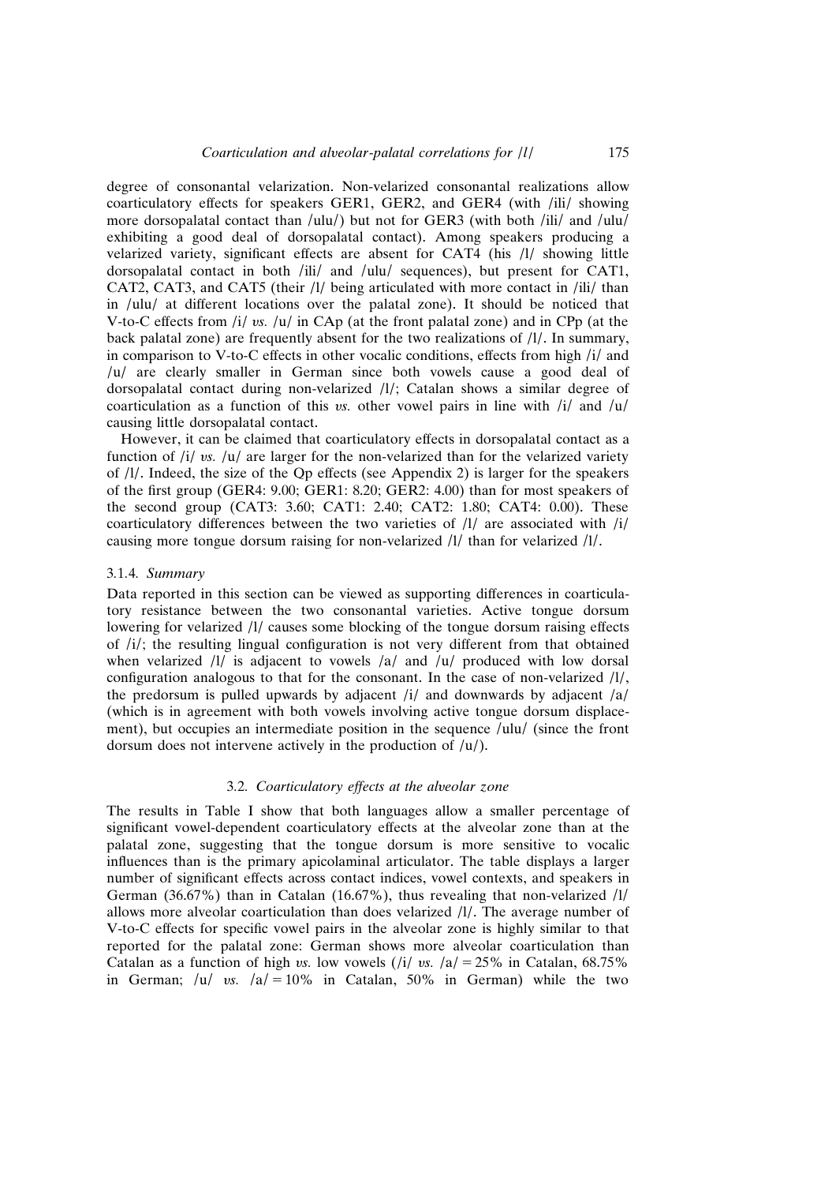degree of consonantal velarization. Non-velarized consonantal realizations allow coarticulatory effects for speakers GER1, GER2, and GER4 (with /ili/ showing more dorsopalatal contact than /ulu/) but not for GER3 (with both /ili/ and /ulu/ exhibiting a good deal of dorsopalatal contact). Among speakers producing a velarized variety, significant effects are absent for CAT4 (his /l/ showing little dorsopalatal contact in both /ili/ and /ulu/ sequences), but present for CAT1, CAT2, CAT3, and CAT5 (their /l/ being articulated with more contact in /ili/ than in /ulu/ at different locations over the palatal zone). It should be noticed that V-to-C effects from /i/ *vs.* /u/ in CAp (at the front palatal zone) and in CPp (at the back palatal zone) are frequently absent for the two realizations of /l/. In summary, in comparison to V-to-C effects in other vocalic conditions, effects from high /i/ and /u/ are clearly smaller in German since both vowels cause a good deal of dorsopalatal contact during non-velarized /l/; Catalan shows a similar degree of coarticulation as a function of this *vs.* other vowel pairs in line with /i/ and /u/ causing little dorsopalatal contact.

However, it can be claimed that coarticulatory effects in dorsopalatal contact as a function of /i/ *vs.* /u/ are larger for the non-velarized than for the velarized variety of /l/. Indeed, the size of the Qp effects (see Appendix 2) is larger for the speakers of the first group (GER4: 9.00; GER1: 8.20; GER2: 4.00) than for most speakers of the second group (CAT3: 3.60; CAT1: 2.40; CAT2: 1.80; CAT4: 0.00). These coarticulatory differences between the two varieties of /l/ are associated with /i/ causing more tongue dorsum raising for non-velarized /l/ than for velarized /l/.

#### 3.1.4. *Summary*

Data reported in this section can be viewed as supporting differences in coarticulatory resistance between the two consonantal varieties. Active tongue dorsum lowering for velarized /l/ causes some blocking of the tongue dorsum raising effects of /i/; the resulting lingual configuration is not very different from that obtained when velarized /l/ is adjacent to vowels /a/ and /u/ produced with low dorsal configuration analogous to that for the consonant. In the case of non-velarized /l/, the predorsum is pulled upwards by adjacent /i/ and downwards by adjacent /a/ (which is in agreement with both vowels involving active tongue dorsum displacement), but occupies an intermediate position in the sequence /ulu/ (since the front dorsum does not intervene actively in the production of /u/).

### 3.2. *Coarticulatory effects at the alveolar zone*

The results in Table I show that both languages allow a smaller percentage of significant vowel-dependent coarticulatory effects at the alveolar zone than at the palatal zone, suggesting that the tongue dorsum is more sensitive to vocalic influences than is the primary apicolaminal articulator. The table displays a larger number of significant effects across contact indices, vowel contexts, and speakers in German (36.67%) than in Catalan (16.67%), thus revealing that non-velarized /l/ allows more alveolar coarticulation than does velarized /l/. The average number of V-to-C effects for specific vowel pairs in the alveolar zone is highly similar to that reported for the palatal zone: German shows more alveolar coarticulation than Catalan as a function of high *vs.* low vowels (/i/ *vs.* /a/ = 25% in Catalan, 68.75% in German; /u/ *vs.* /a/ = 10% in Catalan, 50% in German) while the two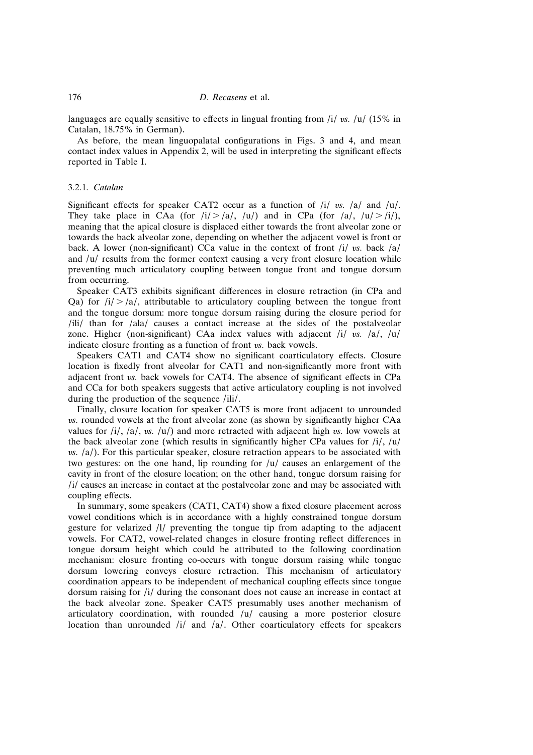languages are equally sensitive to effects in lingual fronting from /i/ *vs.* /u/ (15% in Catalan, 18.75% in German).

As before, the mean linguopalatal configurations in Figs. 3 and 4, and mean contact index values in Appendix 2, will be used in interpreting the significant effects reported in Table I.

### 3.2.1. *Catalan*

Significant effects for speaker CAT2 occur as a function of /i/ *vs.* /a/ and /u/. They take place in CAa (for /i/ > /a/, /u/) and in CPa (for /a/, /u/ > /i/), meaning that the apical closure is displaced either towards the front alveolar zone or towards the back alveolar zone, depending on whether the adjacent vowel is front or back. A lower (non-significant) CCa value in the context of front /i/ *vs.* back /a/ and /u/ results from the former context causing a very front closure location while preventing much articulatory coupling between tongue front and tongue dorsum from occurring.

Speaker CAT3 exhibits significant differences in closure retraction (in CPa and Qa) for /i/ > /a/, attributable to articulatory coupling between the tongue front and the tongue dorsum: more tongue dorsum raising during the closure period for /ili/ than for /ala/ causes a contact increase at the sides of the postalveolar zone. Higher (non-significant) CAa index values with adjacent /i/ *vs.* /a/, /u/ indicate closure fronting as a function of front *vs.* back vowels.

Speakers CAT1 and CAT4 show no significant coarticulatory effects. Closure location is fixedly front alveolar for CAT1 and non-significantly more front with adjacent front *vs.* back vowels for CAT4. The absence of significant effects in CPa and CCa for both speakers suggests that active articulatory coupling is not involved during the production of the sequence /ili/.

Finally, closure location for speaker CAT5 is more front adjacent to unrounded *vs.* rounded vowels at the front alveolar zone (as shown by significantly higher CAa values for /i/, /a/, *vs.* /u/) and more retracted with adjacent high *vs.* low vowels at the back alveolar zone (which results in significantly higher CPa values for /i/, /u/ *vs.* /a/). For this particular speaker, closure retraction appears to be associated with two gestures: on the one hand, lip rounding for /u/ causes an enlargement of the cavity in front of the closure location; on the other hand, tongue dorsum raising for /i/ causes an increase in contact at the postalveolar zone and may be associated with coupling effects.

In summary, some speakers (CAT1, CAT4) show a fixed closure placement across vowel conditions which is in accordance with a highly constrained tongue dorsum gesture for velarized /l/ preventing the tongue tip from adapting to the adjacent vowels. For CAT2, vowel-related changes in closure fronting reflect differences in tongue dorsum height which could be attributed to the following coordination mechanism: closure fronting co-occurs with tongue dorsum raising while tongue dorsum lowering conveys closure retraction. This mechanism of articulatory coordination appears to be independent of mechanical coupling effects since tongue dorsum raising for /i/ during the consonant does not cause an increase in contact at the back alveolar zone. Speaker CAT5 presumably uses another mechanism of articulatory coordination, with rounded /u/ causing a more posterior closure location than unrounded /i/ and /a/. Other coarticulatory effects for speakers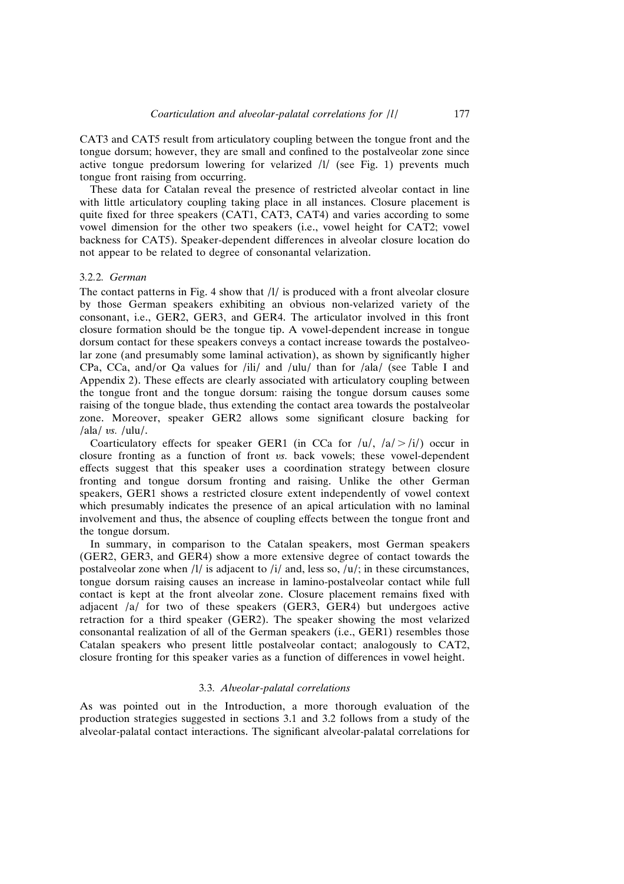CAT3 and CAT5 result from articulatory coupling between the tongue front and the tongue dorsum; however, they are small and confined to the postalveolar zone since active tongue predorsum lowering for velarized /l/ (see Fig. 1) prevents much tongue front raising from occurring.

These data for Catalan reveal the presence of restricted alveolar contact in line with little articulatory coupling taking place in all instances. Closure placement is quite fixed for three speakers (CAT1, CAT3, CAT4) and varies according to some vowel dimension for the other two speakers (i.e., vowel height for CAT2; vowel backness for CAT5). Speaker-dependent differences in alveolar closure location do not appear to be related to degree of consonantal velarization.

### 3.2.2. *German*

The contact patterns in Fig. 4 show that /l/ is produced with a front alveolar closure by those German speakers exhibiting an obvious non-velarized variety of the consonant, i.e., GER2, GER3, and GER4. The articulator involved in this front closure formation should be the tongue tip. A vowel-dependent increase in tongue dorsum contact for these speakers conveys a contact increase towards the postalveolar zone (and presumably some laminal activation), as shown by significantly higher CPa, CCa, and/or Qa values for /ili/ and /ulu/ than for /ala/ (see Table I and Appendix 2). These effects are clearly associated with articulatory coupling between the tongue front and the tongue dorsum: raising the tongue dorsum causes some raising of the tongue blade, thus extending the contact area towards the postalveolar zone. Moreover, speaker GER2 allows some significant closure backing for /ala/ *vs.* /ulu/.

Coarticulatory effects for speaker GER1 (in CCa for /u/, /a/ > /i/) occur in closure fronting as a function of front *vs.* back vowels; these vowel-dependent effects suggest that this speaker uses a coordination strategy between closure fronting and tongue dorsum fronting and raising. Unlike the other German speakers, GER1 shows a restricted closure extent independently of vowel context which presumably indicates the presence of an apical articulation with no laminal involvement and thus, the absence of coupling effects between the tongue front and the tongue dorsum.

In summary, in comparison to the Catalan speakers, most German speakers (GER2, GER3, and GER4) show a more extensive degree of contact towards the postalveolar zone when /l/ is adjacent to /i/ and, less so, /u/; in these circumstances, tongue dorsum raising causes an increase in lamino-postalveolar contact while full contact is kept at the front alveolar zone. Closure placement remains fixed with adjacent /a/ for two of these speakers (GER3, GER4) but undergoes active retraction for a third speaker (GER2). The speaker showing the most velarized consonantal realization of all of the German speakers (i.e., GER1) resembles those Catalan speakers who present little postalveolar contact; analogously to CAT2, closure fronting for this speaker varies as a function of differences in vowel height.

## 3.3. *Alveolar-palatal correlations*

As was pointed out in the Introduction, a more thorough evaluation of the production strategies suggested in sections 3.1 and 3.2 follows from a study of the alveolar-palatal contact interactions. The significant alveolar-palatal correlations for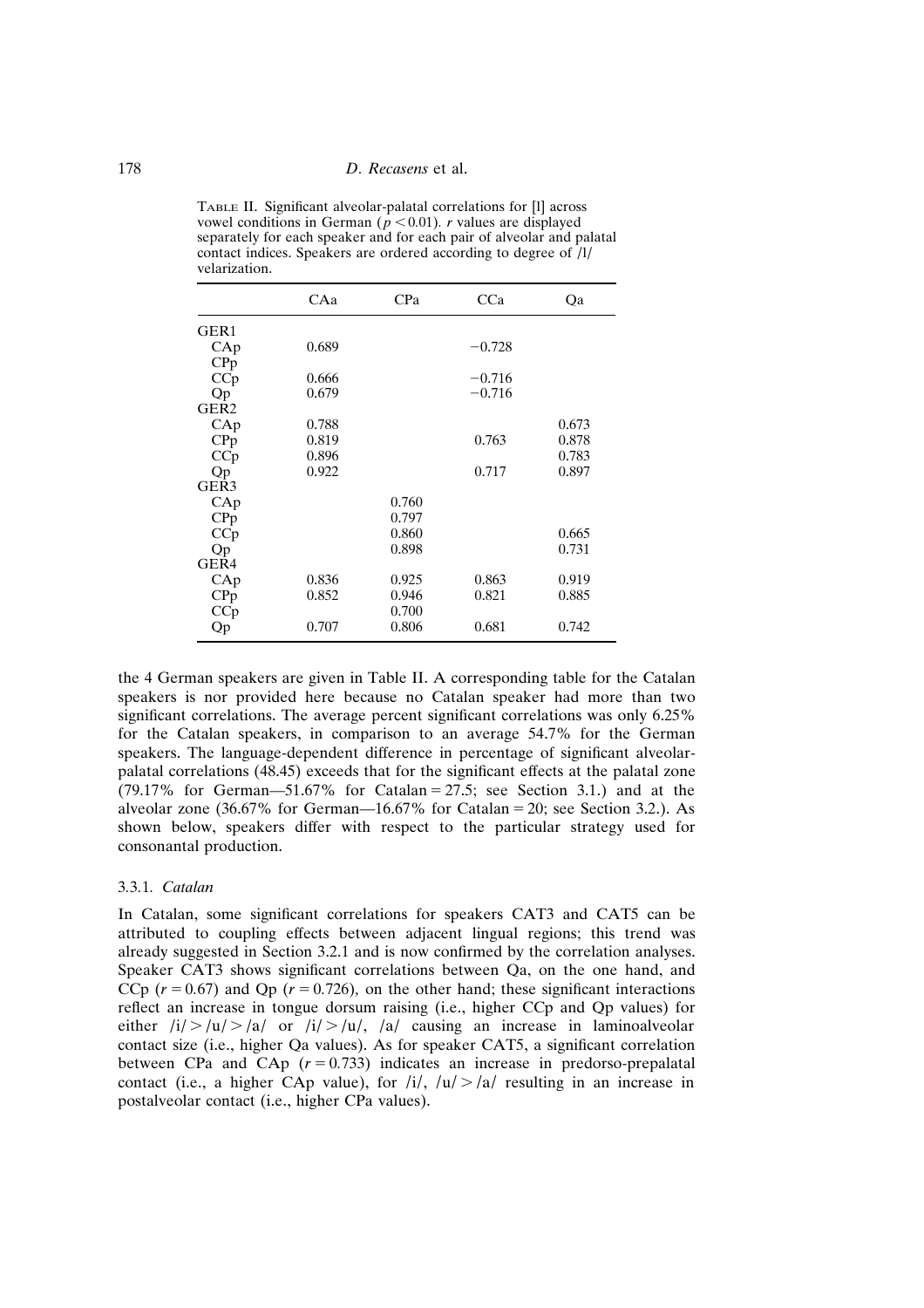TABLE II. Significant alveolar-palatal correlations for [l] across vowel conditions in German ($p < 0.01$). $r$ values are displayed separately for each speaker and for each pair of alveolar and palatal contact indices. Speakers are ordered according to degree of /l/ velarization.

| | CAa | CPa | CCa | Qa |
|---|---|---|---|---|
| GER1 | | | | |
| CAp | 0.689 | | −0.728 | |
| CPp | | | | |
| CCp | 0.666 | | −0.716 | |
| Qp | 0.679 | | −0.716 | |
| GER2 | | | | |
| CAp | 0.788 | | | 0.673 |
| CPp | 0.819 | | 0.763 | 0.878 |
| CCp | 0.896 | | | 0.783 |
| Qp | 0.922 | | 0.717 | 0.897 |
| GER3 | | | | |
| CAp | | 0.760 | | |
| CPp | | 0.797 | | |
| CCp | | 0.860 | | 0.665 |
| Qp | | 0.898 | | 0.731 |
| GER4 | | | | |
| CAp | 0.836 | 0.925 | 0.863 | 0.919 |
| CPp | 0.852 | 0.946 | 0.821 | 0.885 |
| CCp | | 0.700 | | |
| Qp | 0.707 | 0.806 | 0.681 | 0.742 |

the 4 German speakers are given in Table II. A corresponding table for the Catalan speakers is nor provided here because no Catalan speaker had more than two significant correlations. The average percent significant correlations was only 6.25% for the Catalan speakers, in comparison to an average 54.7% for the German speakers. The language-dependent difference in percentage of significant alveolar-palatal correlations (48.45) exceeds that for the significant effects at the palatal zone (79.17% for German—51.67% for Catalan = 27.5; see Section 3.1.) and at the alveolar zone (36.67% for German—16.67% for Catalan = 20; see Section 3.2.). As shown below, speakers differ with respect to the particular strategy used for consonantal production.

### 3.3.1. *Catalan*

In Catalan, some significant correlations for speakers CAT3 and CAT5 can be attributed to coupling effects between adjacent lingual regions; this trend was already suggested in Section 3.2.1 and is now confirmed by the correlation analyses. Speaker CAT3 shows significant correlations between Qa, on the one hand, and CCp ($r = 0.67$) and Qp ($r = 0.726$), on the other hand; these significant interactions reflect an increase in tongue dorsum raising (i.e., higher CCp and Qp values) for either /i/ > /u/ > /a/ or /i/ > /u/, /a/ causing an increase in laminoalveolar contact size (i.e., higher Qa values). As for speaker CAT5, a significant correlation between CPa and CAp ($r = 0.733$) indicates an increase in predorso-prepalatal contact (i.e., a higher CAp value), for /i/, /u/ > /a/ resulting in an increase in postalveolar contact (i.e., higher CPa values).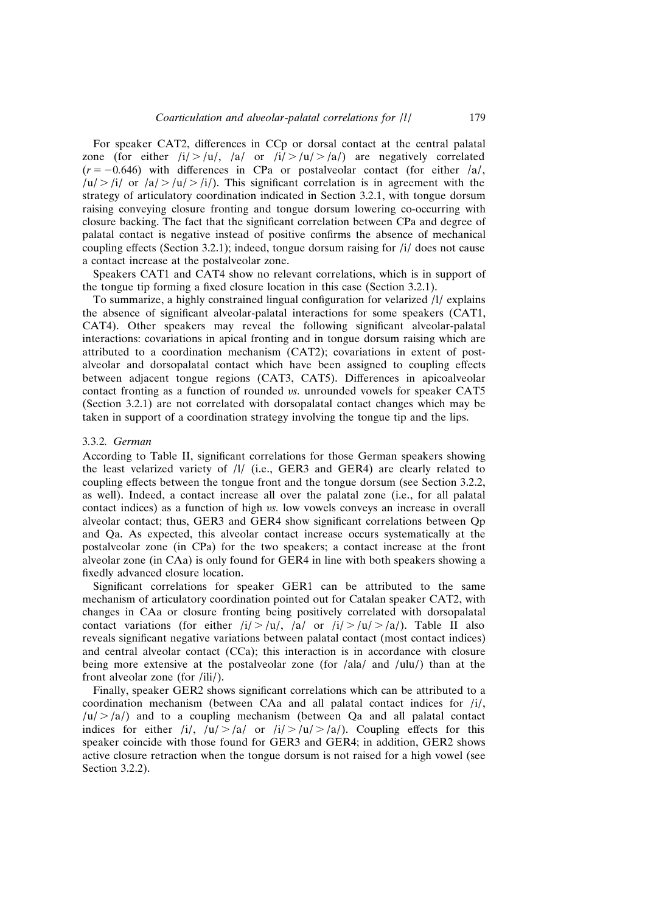For speaker CAT2, differences in CCp or dorsal contact at the central palatal zone (for either /i/ > /u/, /a/ or /i/ > /u/ > /a/) are negatively correlated ($r = -0.646$) with differences in CPa or postalveolar contact (for either /a/, /u/ > /i/ or /a/ > /u/ > /i/). This significant correlation is in agreement with the strategy of articulatory coordination indicated in Section 3.2.1, with tongue dorsum raising conveying closure fronting and tongue dorsum lowering co-occurring with closure backing. The fact that the significant correlation between CPa and degree of palatal contact is negative instead of positive confirms the absence of mechanical coupling effects (Section 3.2.1); indeed, tongue dorsum raising for /i/ does not cause a contact increase at the postalveolar zone.

Speakers CAT1 and CAT4 show no relevant correlations, which is in support of the tongue tip forming a fixed closure location in this case (Section 3.2.1).

To summarize, a highly constrained lingual configuration for velarized /l/ explains the absence of significant alveolar-palatal interactions for some speakers (CAT1, CAT4). Other speakers may reveal the following significant alveolar-palatal interactions: covariations in apical fronting and in tongue dorsum raising which are attributed to a coordination mechanism (CAT2); covariations in extent of postalveolar and dorsopalatal contact which have been assigned to coupling effects between adjacent tongue regions (CAT3, CAT5). Differences in apicoalveolar contact fronting as a function of rounded *vs.* unrounded vowels for speaker CAT5 (Section 3.2.1) are not correlated with dorsopalatal contact changes which may be taken in support of a coordination strategy involving the tongue tip and the lips.

### 3.3.2. *German*

According to Table II, significant correlations for those German speakers showing the least velarized variety of /l/ (i.e., GER3 and GER4) are clearly related to coupling effects between the tongue front and the tongue dorsum (see Section 3.2.2, as well). Indeed, a contact increase all over the palatal zone (i.e., for all palatal contact indices) as a function of high *vs.* low vowels conveys an increase in overall alveolar contact; thus, GER3 and GER4 show significant correlations between Qp and Qa. As expected, this alveolar contact increase occurs systematically at the postalveolar zone (in CPa) for the two speakers; a contact increase at the front alveolar zone (in CAa) is only found for GER4 in line with both speakers showing a fixedly advanced closure location.

Significant correlations for speaker GER1 can be attributed to the same mechanism of articulatory coordination pointed out for Catalan speaker CAT2, with changes in CAa or closure fronting being positively correlated with dorsopalatal contact variations (for either /i/ > /u/, /a/ or /i/ > /u/ > /a/). Table II also reveals significant negative variations between palatal contact (most contact indices) and central alveolar contact (CCa); this interaction is in accordance with closure being more extensive at the postalveolar zone (for /ala/ and /ulu/) than at the front alveolar zone (for /ili/).

Finally, speaker GER2 shows significant correlations which can be attributed to a coordination mechanism (between CAa and all palatal contact indices for /i/, /u/ > /a/) and to a coupling mechanism (between Qa and all palatal contact indices for either /i/, /u/ > /a/ or /i/ > /u/ > /a/). Coupling effects for this speaker coincide with those found for GER3 and GER4; in addition, GER2 shows active closure retraction when the tongue dorsum is not raised for a high vowel (see Section 3.2.2).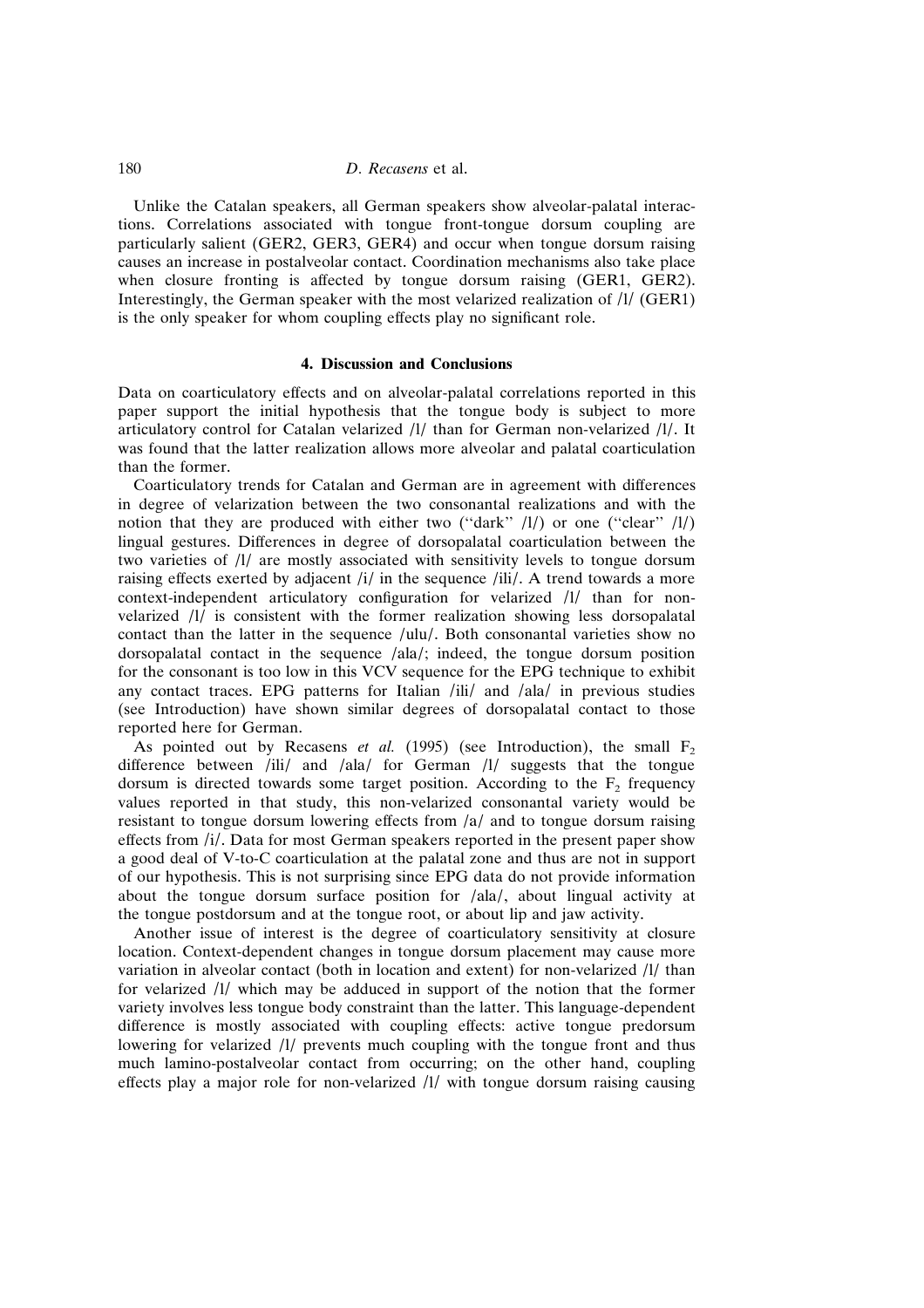Unlike the Catalan speakers, all German speakers show alveolar-palatal interactions. Correlations associated with tongue front-tongue dorsum coupling are particularly salient (GER2, GER3, GER4) and occur when tongue dorsum raising causes an increase in postalveolar contact. Coordination mechanisms also take place when closure fronting is affected by tongue dorsum raising (GER1, GER2). Interestingly, the German speaker with the most velarized realization of /l/ (GER1) is the only speaker for whom coupling effects play no significant role.

## 4. Discussion and Conclusions

Data on coarticulatory effects and on alveolar-palatal correlations reported in this paper support the initial hypothesis that the tongue body is subject to more articulatory control for Catalan velarized /l/ than for German non-velarized /l/. It was found that the latter realization allows more alveolar and palatal coarticulation than the former.

Coarticulatory trends for Catalan and German are in agreement with differences in degree of velarization between the two consonantal realizations and with the notion that they are produced with either two ("dark" /l/) or one ("clear" /l/) lingual gestures. Differences in degree of dorsopalatal coarticulation between the two varieties of /l/ are mostly associated with sensitivity levels to tongue dorsum raising effects exerted by adjacent /i/ in the sequence /ili/. A trend towards a more context-independent articulatory configuration for velarized /l/ than for non-velarized /l/ is consistent with the former realization showing less dorsopalatal contact than the latter in the sequence /ulu/. Both consonantal varieties show no dorsopalatal contact in the sequence /ala/; indeed, the tongue dorsum position for the consonant is too low in this VCV sequence for the EPG technique to exhibit any contact traces. EPG patterns for Italian /ili/ and /ala/ in previous studies (see Introduction) have shown similar degrees of dorsopalatal contact to those reported here for German.

As pointed out by Recasens *et al.* (1995) (see Introduction), the small $F_2$ difference between /ili/ and /ala/ for German /l/ suggests that the tongue dorsum is directed towards some target position. According to the $F_2$ frequency values reported in that study, this non-velarized consonantal variety would be resistant to tongue dorsum lowering effects from /a/ and to tongue dorsum raising effects from /i/. Data for most German speakers reported in the present paper show a good deal of V-to-C coarticulation at the palatal zone and thus are not in support of our hypothesis. This is not surprising since EPG data do not provide information about the tongue dorsum surface position for /ala/, about lingual activity at the tongue postdorsum and at the tongue root, or about lip and jaw activity.

Another issue of interest is the degree of coarticulatory sensitivity at closure location. Context-dependent changes in tongue dorsum placement may cause more variation in alveolar contact (both in location and extent) for non-velarized /l/ than for velarized /l/ which may be adduced in support of the notion that the former variety involves less tongue body constraint than the latter. This language-dependent difference is mostly associated with coupling effects: active tongue predorsum lowering for velarized /l/ prevents much coupling with the tongue front and thus much lamino-postalveolar contact from occurring; on the other hand, coupling effects play a major role for non-velarized /l/ with tongue dorsum raising causing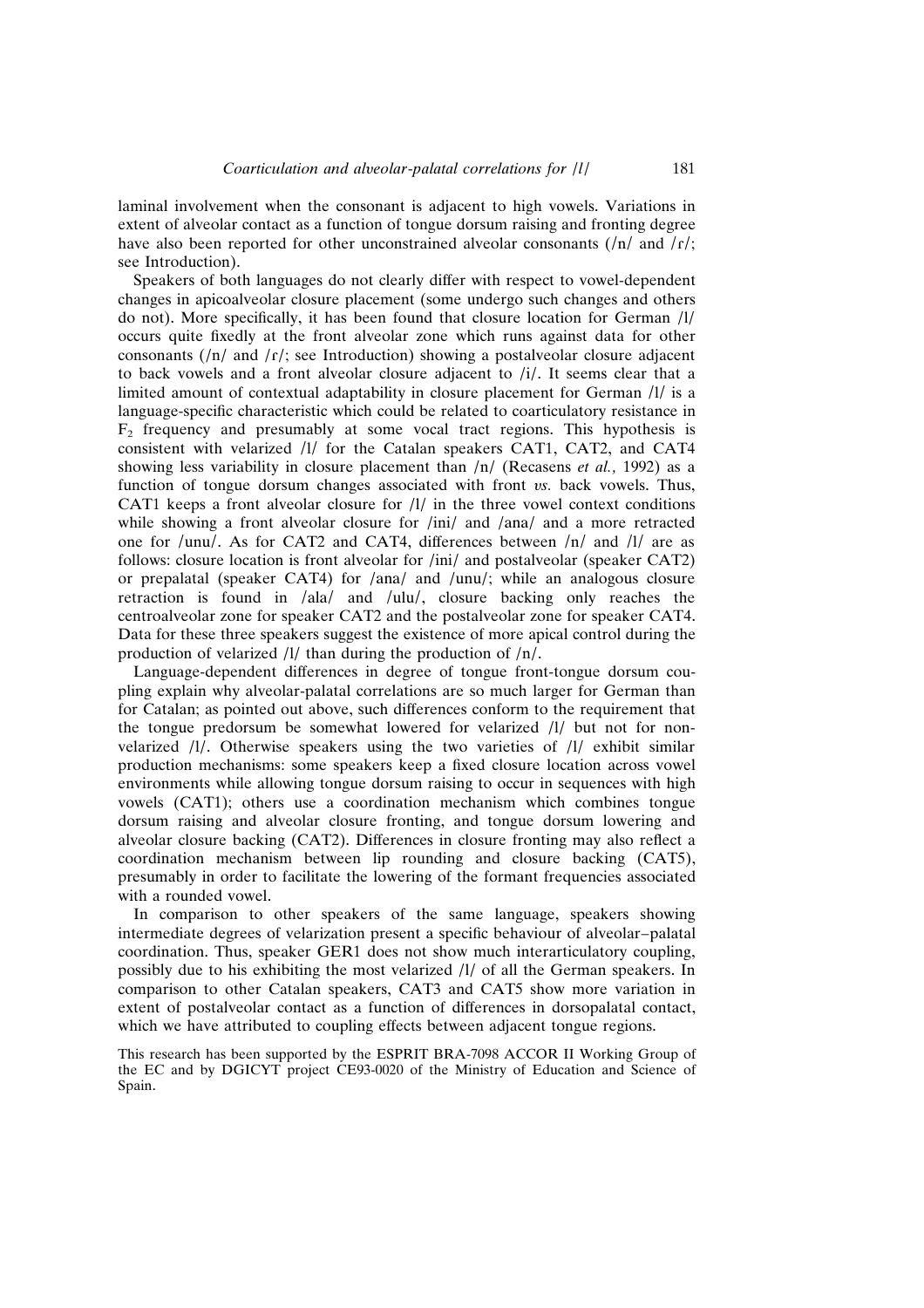laminal involvement when the consonant is adjacent to high vowels. Variations in extent of alveolar contact as a function of tongue dorsum raising and fronting degree have also been reported for other unconstrained alveolar consonants (/n/ and /ɾ/; see Introduction).

Speakers of both languages do not clearly differ with respect to vowel-dependent changes in apicoalveolar closure placement (some undergo such changes and others do not). More specifically, it has been found that closure location for German /l/ occurs quite fixedly at the front alveolar zone which runs against data for other consonants (/n/ and /ɾ/; see Introduction) showing a postalveolar closure adjacent to back vowels and a front alveolar closure adjacent to /i/. It seems clear that a limited amount of contextual adaptability in closure placement for German /l/ is a language-specific characteristic which could be related to coarticulatory resistance in $F_2$ frequency and presumably at some vocal tract regions. This hypothesis is consistent with velarized /l/ for the Catalan speakers CAT1, CAT2, and CAT4 showing less variability in closure placement than /n/ (Recasens *et al.,* 1992) as a function of tongue dorsum changes associated with front *vs.* back vowels. Thus, CAT1 keeps a front alveolar closure for /l/ in the three vowel context conditions while showing a front alveolar closure for /ini/ and /ana/ and a more retracted one for /unu/. As for CAT2 and CAT4, differences between /n/ and /l/ are as follows: closure location is front alveolar for /ini/ and postalveolar (speaker CAT2) or prepalatal (speaker CAT4) for /ana/ and /unu/; while an analogous closure retraction is found in /ala/ and /ulu/, closure backing only reaches the centroalveolar zone for speaker CAT2 and the postalveolar zone for speaker CAT4. Data for these three speakers suggest the existence of more apical control during the production of velarized /l/ than during the production of /n/.

Language-dependent differences in degree of tongue front-tongue dorsum coupling explain why alveolar-palatal correlations are so much larger for German than for Catalan; as pointed out above, such differences conform to the requirement that the tongue predorsum be somewhat lowered for velarized /l/ but not for non-velarized /l/. Otherwise speakers using the two varieties of /l/ exhibit similar production mechanisms: some speakers keep a fixed closure location across vowel environments while allowing tongue dorsum raising to occur in sequences with high vowels (CAT1); others use a coordination mechanism which combines tongue dorsum raising and alveolar closure fronting, and tongue dorsum lowering and alveolar closure backing (CAT2). Differences in closure fronting may also reflect a coordination mechanism between lip rounding and closure backing (CAT5), presumably in order to facilitate the lowering of the formant frequencies associated with a rounded vowel.

In comparison to other speakers of the same language, speakers showing intermediate degrees of velarization present a specific behaviour of alveolar–palatal coordination. Thus, speaker GER1 does not show much interarticulatory coupling, possibly due to his exhibiting the most velarized /l/ of all the German speakers. In comparison to other Catalan speakers, CAT3 and CAT5 show more variation in extent of postalveolar contact as a function of differences in dorsopalatal contact, which we have attributed to coupling effects between adjacent tongue regions.

This research has been supported by the ESPRIT BRA-7098 ACCOR II Working Group of the EC and by DGICYT project CE93-0020 of the Ministry of Education and Science of Spain.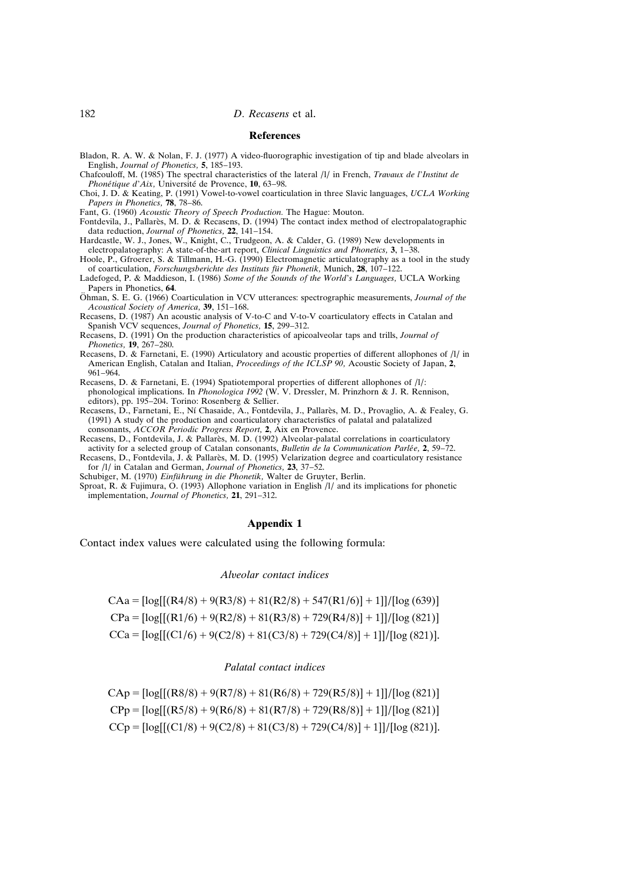## References

Bladon, R. A. W. & Nolan, F. J. (1977) A video-fluorographic investigation of tip and blade alveolars in English, *Journal of Phonetics,* **5**, 185–193.

Chafcouloff, M. (1985) The spectral characteristics of the lateral /l/ in French, *Travaux de l'Institut de Phonétique d'Aix,* Université de Provence, **10**, 63–98.

Choi, J. D. & Keating, P. (1991) Vowel-to-vowel coarticulation in three Slavic languages, *UCLA Working Papers in Phonetics,* **78**, 78–86.

Fant, G. (1960) *Acoustic Theory of Speech Production.* The Hague: Mouton.

Fontdevila, J., Pallarès, M. D. & Recasens, D. (1994) The contact index method of electropalatographic data reduction, *Journal of Phonetics,* **22**, 141–154.

Hardcastle, W. J., Jones, W., Knight, C., Trudgeon, A. & Calder, G. (1989) New developments in electropalatography: A state-of-the-art report, *Clinical Linguistics and Phonetics,* **3**, 1–38.

Hoole, P., Gfroerer, S. & Tillmann, H.-G. (1990) Electromagnetic articulatography as a tool in the study of coarticulation, *Forschungsberichte des Instituts für Phonetik,* Munich, **28**, 107–122.

Ladefoged, P. & Maddieson, I. (1986) *Some of the Sounds of the World's Languages,* UCLA Working Papers in Phonetics, **64**.

Öhman, S. E. G. (1966) Coarticulation in VCV utterances: spectrographic measurements, *Journal of the Acoustical Society of America,* **39**, 151–168.

Recasens, D. (1987) An acoustic analysis of V-to-C and V-to-V coarticulatory effects in Catalan and Spanish VCV sequences, *Journal of Phonetics,* **15**, 299–312.

Recasens, D. (1991) On the production characteristics of apicoalveolar taps and trills, *Journal of Phonetics,* **19**, 267–280.

Recasens, D. & Farnetani, E. (1990) Articulatory and acoustic properties of different allophones of /l/ in American English, Catalan and Italian, *Proceedings of the ICLSP 90,* Acoustic Society of Japan, **2**, 961–964.

Recasens, D. & Farnetani, E. (1994) Spatiotemporal properties of different allophones of /l/: phonological implications. In *Phonologica 1992* (W. V. Dressler, M. Prinzhorn & J. R. Rennison, editors), pp. 195–204. Torino: Rosenberg & Sellier.

Recasens, D., Farnetani, E., Ní Chasaide, A., Fontdevila, J., Pallarès, M. D., Provaglio, A. & Fealey, G. (1991) A study of the production and coarticulatory characteristics of palatal and palatalized consonants, *ACCOR Periodic Progress Report,* **2**, Aix en Provence.

Recasens, D., Fontdevila, J. & Pallarès, M. D. (1992) Alveolar-palatal correlations in coarticulatory activity for a selected group of Catalan consonants, *Bulletin de la Communication Parlée,* **2**, 59–72.

Recasens, D., Fontdevila, J. & Pallarès, M. D. (1995) Velarization degree and coarticulatory resistance for /l/ in Catalan and German, *Journal of Phonetics,* **23**, 37–52.

Schubiger, M. (1970) *Einführung in die Phonetik,* Walter de Gruyter, Berlin.

Sproat, R. & Fujimura, O. (1993) Allophone variation in English /l/ and its implications for phonetic implementation, *Journal of Phonetics,* **21**, 291–312.

## Appendix 1

Contact index values were calculated using the following formula:

*Alveolar contact indices*

$$CAa = [\log[[(R4/8) + 9(R3/8) + 81(R2/8) + 547(R1/6)] + 1]]/[\log(639)]$$

$$CPa = [\log[[(R1/6) + 9(R2/8) + 81(R3/8) + 729(R4/8)] + 1]]/[\log(821)]$$

$$CCa = [\log[[(C1/6) + 9(C2/8) + 81(C3/8) + 729(C4/8)] + 1]]/[\log(821)].$$

*Palatal contact indices*

$$CAp = [\log[[(R8/8) + 9(R7/8) + 81(R6/8) + 729(R5/8)] + 1]]/[\log(821)]$$

$$CPp = [\log[[(R5/8) + 9(R6/8) + 81(R7/8) + 729(R8/8)] + 1]]/[\log(821)]$$

$$CCp = [\log[[(C1/8) + 9(C2/8) + 81(C3/8) + 729(C4/8)] + 1]]/[\log(821)].$$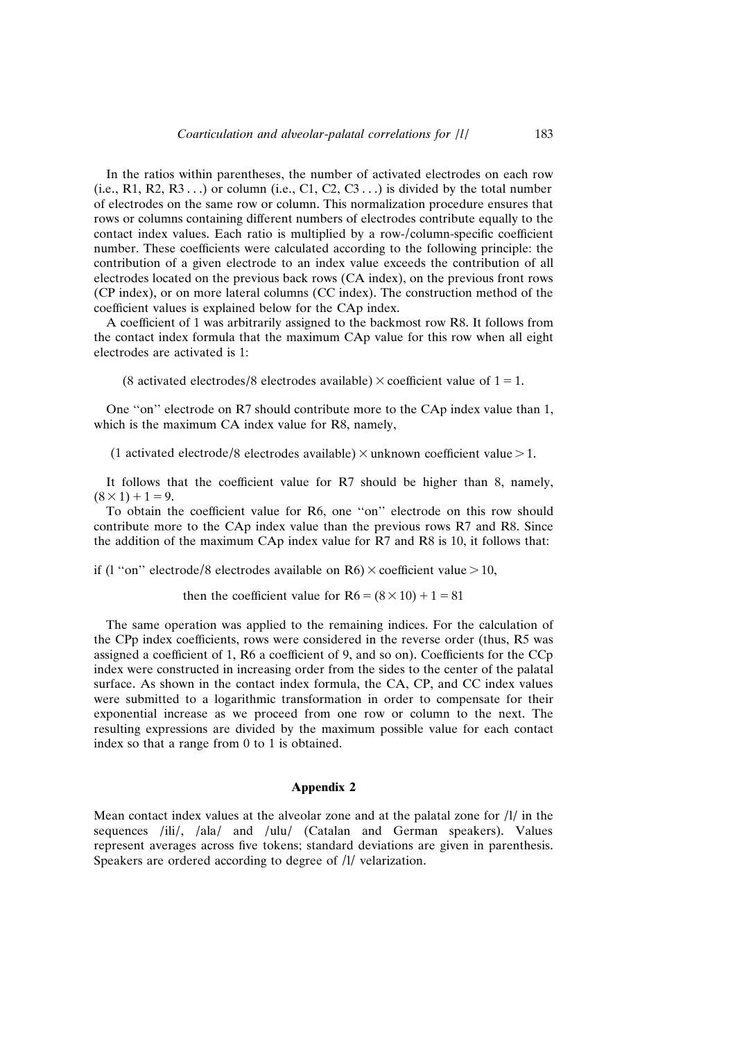In the ratios within parentheses, the number of activated electrodes on each row (i.e., R1, R2, R3 . . .) or column (i.e., C1, C2, C3 . . .) is divided by the total number of electrodes on the same row or column. This normalization procedure ensures that rows or columns containing different numbers of electrodes contribute equally to the contact index values. Each ratio is multiplied by a row-/column-specific coefficient number. These coefficients were calculated according to the following principle: the contribution of a given electrode to an index value exceeds the contribution of all electrodes located on the previous back rows (CA index), on the previous front rows (CP index), or on more lateral columns (CC index). The construction method of the coefficient values is explained below for the CAp index.

A coefficient of 1 was arbitrarily assigned to the backmost row R8. It follows from the contact index formula that the maximum CAp value for this row when all eight electrodes are activated is 1:

$$(8 \text{ activated electrodes}/8 \text{ electrodes available}) \times \text{coefficient value of } 1 = 1.$$

One ''on'' electrode on R7 should contribute more to the CAp index value than 1, which is the maximum CA index value for R8, namely,

$$(1 \text{ activated electrode}/8 \text{ electrodes available}) \times \text{unknown coefficient value} > 1.$$

It follows that the coefficient value for R7 should be higher than 8, namely, $(8 \times 1) + 1 = 9$.

To obtain the coefficient value for R6, one ''on'' electrode on this row should contribute more to the CAp index value than the previous rows R7 and R8. Since the addition of the maximum CAp index value for R7 and R8 is 10, it follows that:

$$\text{if } (1 \text{ ''on'' electrode}/8 \text{ electrodes available on R6}) \times \text{coefficient value} > 10,$$

$$\text{then the coefficient value for R6} = (8 \times 10) + 1 = 81$$

The same operation was applied to the remaining indices. For the calculation of the CPp index coefficients, rows were considered in the reverse order (thus, R5 was assigned a coefficient of 1, R6 a coefficient of 9, and so on). Coefficients for the CCp index were constructed in increasing order from the sides to the center of the palatal surface. As shown in the contact index formula, the CA, CP, and CC index values were submitted to a logarithmic transformation in order to compensate for their exponential increase as we proceed from one row or column to the next. The resulting expressions are divided by the maximum possible value for each contact index so that a range from 0 to 1 is obtained.

## Appendix 2

Mean contact index values at the alveolar zone and at the palatal zone for /l/ in the sequences /ili/, /ala/ and /ulu/ (Catalan and German speakers). Values represent averages across five tokens; standard deviations are given in parenthesis. Speakers are ordered according to degree of /l/ velarization.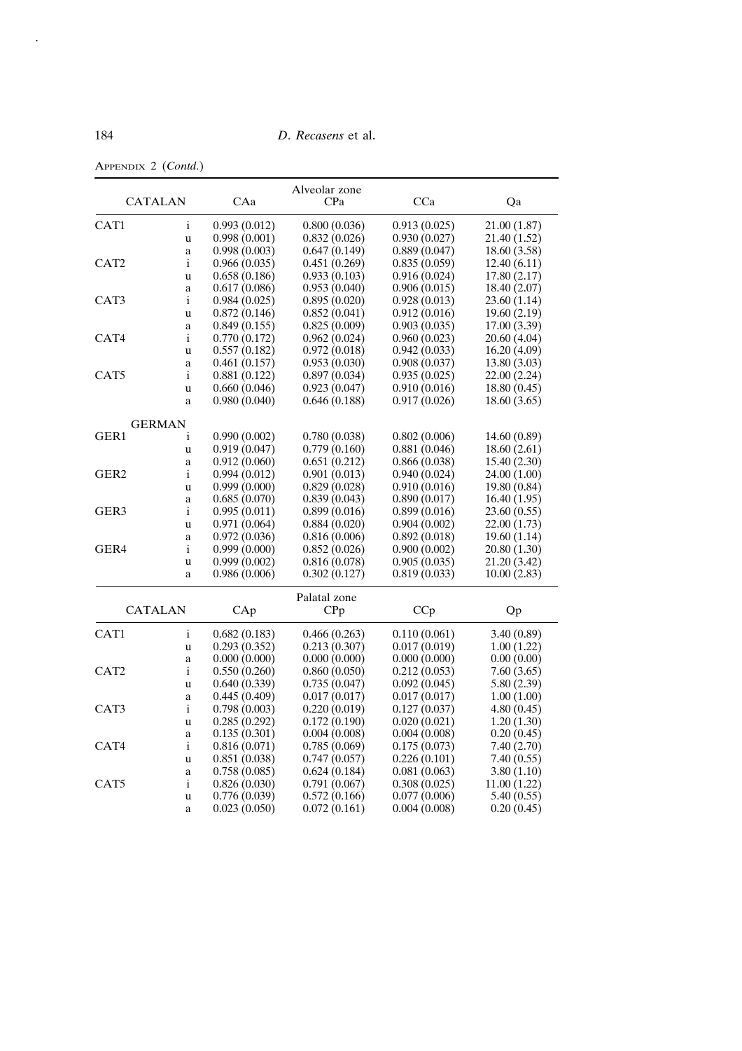APPENDIX 2 (*Contd.*)

| CATALAN | | Alveolar zone CAa | CPa | CCa | Qa |
|---|---|---|---|---|---|
| CAT1 | i | 0.993 (0.012) | 0.800 (0.036) | 0.913 (0.025) | 21.00 (1.87) |
| | u | 0.998 (0.001) | 0.832 (0.026) | 0.930 (0.027) | 21.40 (1.52) |
| | a | 0.998 (0.003) | 0.647 (0.149) | 0.889 (0.047) | 18.60 (3.58) |
| CAT2 | i | 0.966 (0.035) | 0.451 (0.269) | 0.835 (0.059) | 12.40 (6.11) |
| | u | 0.658 (0.186) | 0.933 (0.103) | 0.916 (0.024) | 17.80 (2.17) |
| | a | 0.617 (0.086) | 0.953 (0.040) | 0.906 (0.015) | 18.40 (2.07) |
| CAT3 | i | 0.984 (0.025) | 0.895 (0.020) | 0.928 (0.013) | 23.60 (1.14) |
| | u | 0.872 (0.146) | 0.852 (0.041) | 0.912 (0.016) | 19.60 (2.19) |
| | a | 0.849 (0.155) | 0.825 (0.009) | 0.903 (0.035) | 17.00 (3.39) |
| CAT4 | i | 0.770 (0.172) | 0.962 (0.024) | 0.960 (0.023) | 20.60 (4.04) |
| | u | 0.557 (0.182) | 0.972 (0.018) | 0.942 (0.033) | 16.20 (4.09) |
| | a | 0.461 (0.157) | 0.953 (0.030) | 0.908 (0.037) | 13.80 (3.03) |
| CAT5 | i | 0.881 (0.122) | 0.897 (0.034) | 0.935 (0.025) | 22.00 (2.24) |
| | u | 0.660 (0.046) | 0.923 (0.047) | 0.910 (0.016) | 18.80 (0.45) |
| | a | 0.980 (0.040) | 0.646 (0.188) | 0.917 (0.026) | 18.60 (3.65) |
| GERMAN | | | | | |
| GER1 | i | 0.990 (0.002) | 0.780 (0.038) | 0.802 (0.006) | 14.60 (0.89) |
| | u | 0.919 (0.047) | 0.779 (0.160) | 0.881 (0.046) | 18.60 (2.61) |
| | a | 0.912 (0.060) | 0.651 (0.212) | 0.866 (0.038) | 15.40 (2.30) |
| GER2 | i | 0.994 (0.012) | 0.901 (0.013) | 0.940 (0.024) | 24.00 (1.00) |
| | u | 0.999 (0.000) | 0.829 (0.028) | 0.910 (0.016) | 19.80 (0.84) |
| | a | 0.685 (0.070) | 0.839 (0.043) | 0.890 (0.017) | 16.40 (1.95) |
| GER3 | i | 0.995 (0.011) | 0.899 (0.016) | 0.899 (0.016) | 23.60 (0.55) |
| | u | 0.971 (0.064) | 0.884 (0.020) | 0.904 (0.002) | 22.00 (1.73) |
| | a | 0.972 (0.036) | 0.816 (0.006) | 0.892 (0.018) | 19.60 (1.14) |
| GER4 | i | 0.999 (0.000) | 0.852 (0.026) | 0.900 (0.002) | 20.80 (1.30) |
| | u | 0.999 (0.002) | 0.816 (0.078) | 0.905 (0.035) | 21.20 (3.42) |
| | a | 0.986 (0.006) | 0.302 (0.127) | 0.819 (0.033) | 10.00 (2.83) |

| CATALAN | | Palatal zone CAp | CPp | CCp | Qp |
|---|---|---|---|---|---|
| CAT1 | i | 0.682 (0.183) | 0.466 (0.263) | 0.110 (0.061) | 3.40 (0.89) |
| | u | 0.293 (0.352) | 0.213 (0.307) | 0.017 (0.019) | 1.00 (1.22) |
| | a | 0.000 (0.000) | 0.000 (0.000) | 0.000 (0.000) | 0.00 (0.00) |
| CAT2 | i | 0.550 (0.260) | 0.860 (0.050) | 0.212 (0.053) | 7.60 (3.65) |
| | u | 0.640 (0.339) | 0.735 (0.047) | 0.092 (0.045) | 5.80 (2.39) |
| | a | 0.445 (0.409) | 0.017 (0.017) | 0.017 (0.017) | 1.00 (1.00) |
| CAT3 | i | 0.798 (0.003) | 0.220 (0.019) | 0.127 (0.037) | 4.80 (0.45) |
| | u | 0.285 (0.292) | 0.172 (0.190) | 0.020 (0.021) | 1.20 (1.30) |
| | a | 0.135 (0.301) | 0.004 (0.008) | 0.004 (0.008) | 0.20 (0.45) |
| CAT4 | i | 0.816 (0.071) | 0.785 (0.069) | 0.175 (0.073) | 7.40 (2.70) |
| | u | 0.851 (0.038) | 0.747 (0.057) | 0.226 (0.101) | 7.40 (0.55) |
| | a | 0.758 (0.085) | 0.624 (0.184) | 0.081 (0.063) | 3.80 (1.10) |
| CAT5 | i | 0.826 (0.030) | 0.791 (0.067) | 0.308 (0.025) | 11.00 (1.22) |
| | u | 0.776 (0.039) | 0.572 (0.166) | 0.077 (0.006) | 5.40 (0.55) |
| | a | 0.023 (0.050) | 0.072 (0.161) | 0.004 (0.008) | 0.20 (0.45) |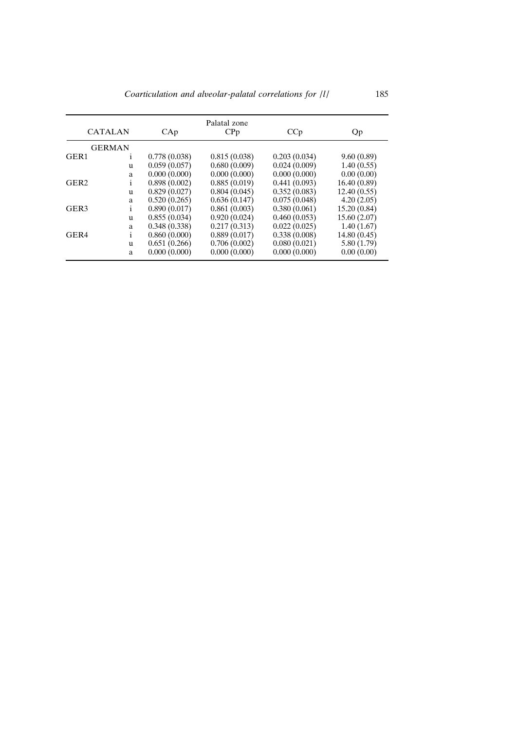| CATALAN | | Palatal zone | | | |
|---|---|---|---|---|---|
| | | CAp | CPp | CCp | Qp |
| GERMAN | | | | | |
| GER1 | i | 0.778 (0.038) | 0.815 (0.038) | 0.203 (0.034) | 9.60 (0.89) |
| | u | 0.059 (0.057) | 0.680 (0.009) | 0.024 (0.009) | 1.40 (0.55) |
| | a | 0.000 (0.000) | 0.000 (0.000) | 0.000 (0.000) | 0.00 (0.00) |
| GER2 | i | 0.898 (0.002) | 0.885 (0.019) | 0.441 (0.093) | 16.40 (0.89) |
| | u | 0.829 (0.027) | 0.804 (0.045) | 0.352 (0.083) | 12.40 (0.55) |
| | a | 0.520 (0.265) | 0.636 (0.147) | 0.075 (0.048) | 4.20 (2.05) |
| GER3 | i | 0.890 (0.017) | 0.861 (0.003) | 0.380 (0.061) | 15.20 (0.84) |
| | u | 0.855 (0.034) | 0.920 (0.024) | 0.460 (0.053) | 15.60 (2.07) |
| | a | 0.348 (0.338) | 0.217 (0.313) | 0.022 (0.025) | 1.40 (1.67) |
| GER4 | i | 0.860 (0.000) | 0.889 (0.017) | 0.338 (0.008) | 14.80 (0.45) |
| | u | 0.651 (0.266) | 0.706 (0.002) | 0.080 (0.021) | 5.80 (1.79) |
| | a | 0.000 (0.000) | 0.000 (0.000) | 0.000 (0.000) | 0.00 (0.00) |